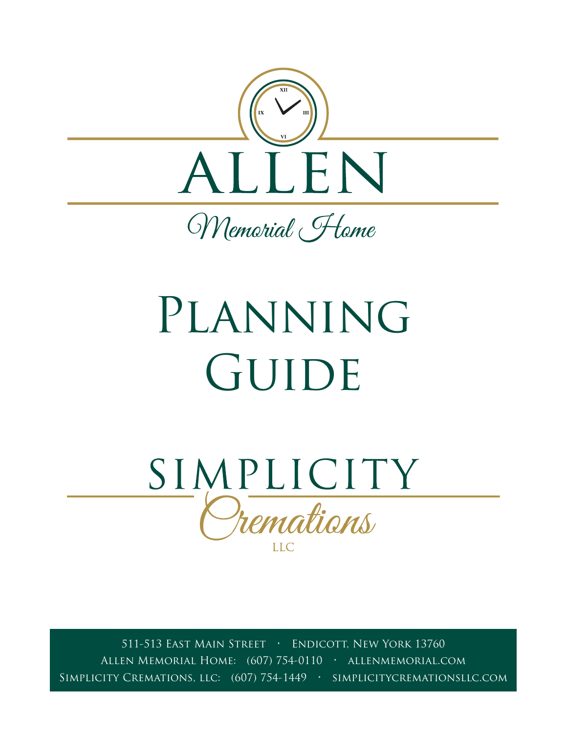# ALLEN

Memorial Home

# Planning Guide

## SIMPLICITY Cremations LLC

511-513 East Main Street · Endicott, New York 13760
Allen Memorial Home: (607) 754-0110 · allenmemorial.com
Simplicity Cremations, LLC: (607) 754-1449 · simplicitycremationsllc.com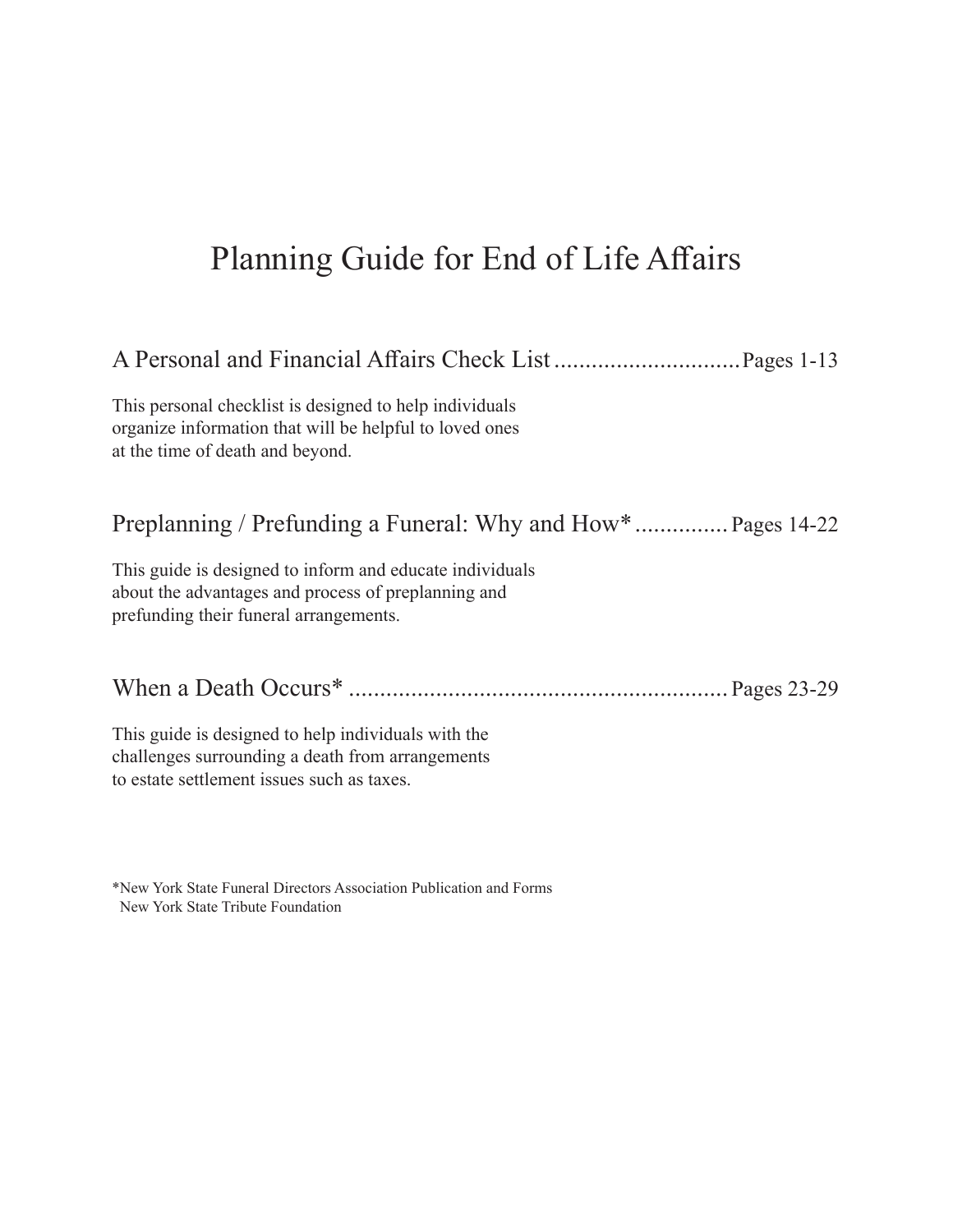# Planning Guide for End of Life Affairs

## A Personal and Financial Affairs Check List .............................. Pages 1-13

This personal checklist is designed to help individuals organize information that will be helpful to loved ones at the time of death and beyond.

## Preplanning / Prefunding a Funeral: Why and How* ............... Pages 14-22

This guide is designed to inform and educate individuals about the advantages and process of preplanning and prefunding their funeral arrangements.

## When a Death Occurs* ............................................................. Pages 23-29

This guide is designed to help individuals with the challenges surrounding a death from arrangements to estate settlement issues such as taxes.

*New York State Funeral Directors Association Publication and Forms
New York State Tribute Foundation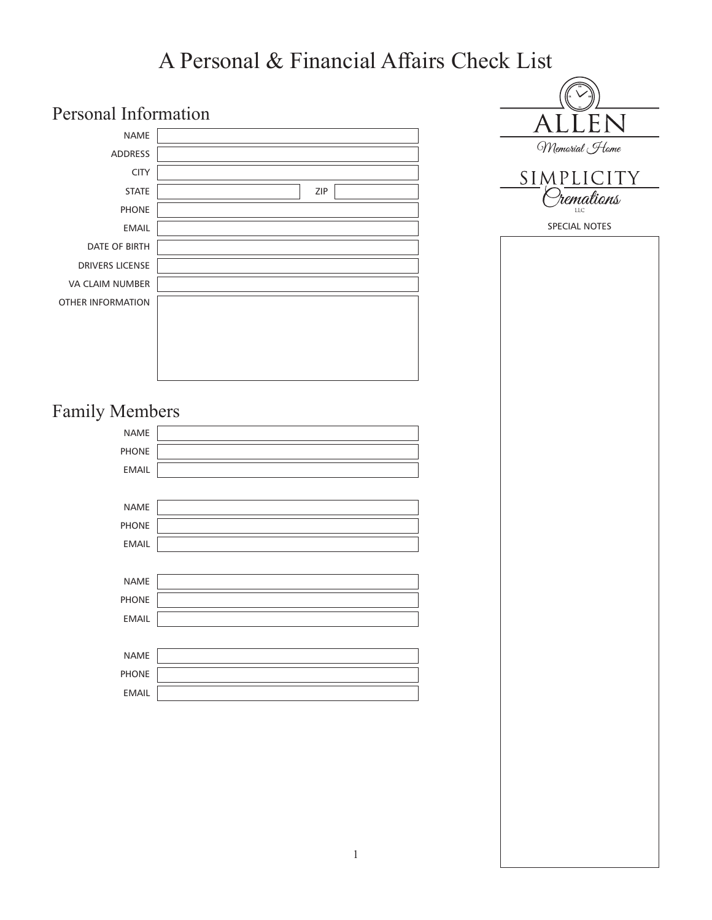# A Personal & Financial Affairs Check List

ALLEN Memorial Home

SIMPLICITY Cremations LLC

## Personal Information

NAME

ADDRESS

CITY

STATE ZIP

PHONE

EMAIL

DATE OF BIRTH

DRIVERS LICENSE

VA CLAIM NUMBER

OTHER INFORMATION

## Family Members

NAME

PHONE

EMAIL

NAME

PHONE

EMAIL

NAME

PHONE

EMAIL

NAME

PHONE

EMAIL

SPECIAL NOTES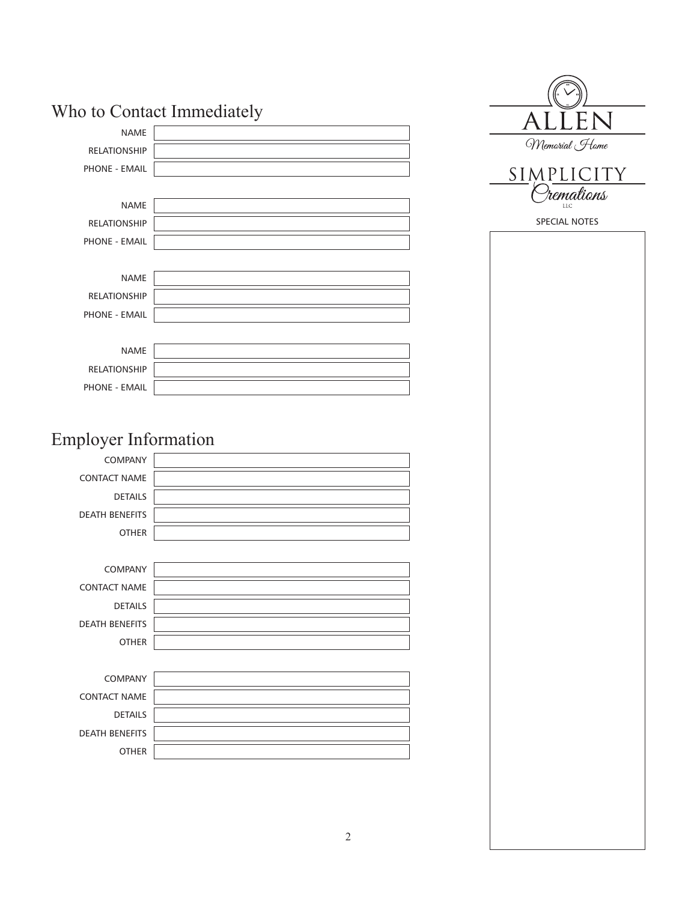## Who to Contact Immediately

| | |
|---|---|
| NAME | |
| RELATIONSHIP | |
| PHONE - EMAIL | |

| | |
|---|---|
| NAME | |
| RELATIONSHIP | |
| PHONE - EMAIL | |

| | |
|---|---|
| NAME | |
| RELATIONSHIP | |
| PHONE - EMAIL | |

| | |
|---|---|
| NAME | |
| RELATIONSHIP | |
| PHONE - EMAIL | |

## Employer Information

| | |
|---|---|
| COMPANY | |
| CONTACT NAME | |
| DETAILS | |
| DEATH BENEFITS | |
| OTHER | |

| | |
|---|---|
| COMPANY | |
| CONTACT NAME | |
| DETAILS | |
| DEATH BENEFITS | |
| OTHER | |

| | |
|---|---|
| COMPANY | |
| CONTACT NAME | |
| DETAILS | |
| DEATH BENEFITS | |
| OTHER | |

ALLEN
*Memorial Home*

SIMPLICITY
*Cremations*
LLC

SPECIAL NOTES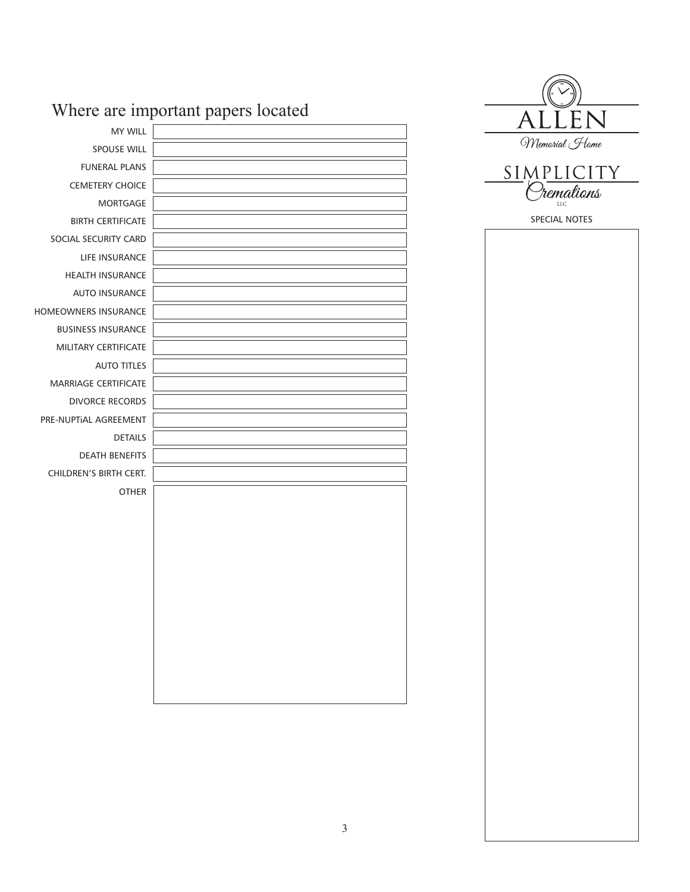# Where are important papers located

| | |
|---|---|
| MY WILL | |
| SPOUSE WILL | |
| FUNERAL PLANS | |
| CEMETERY CHOICE | |
| MORTGAGE | |
| BIRTH CERTIFICATE | |
| SOCIAL SECURITY CARD | |
| LIFE INSURANCE | |
| HEALTH INSURANCE | |
| AUTO INSURANCE | |
| HOMEOWNERS INSURANCE | |
| BUSINESS INSURANCE | |
| MILITARY CERTIFICATE | |
| AUTO TITLES | |
| MARRIAGE CERTIFICATE | |
| DIVORCE RECORDS | |
| PRE-NUPTiAL AGREEMENT | |
| DETAILS | |
| DEATH BENEFITS | |
| CHILDREN'S BIRTH CERT. | |
| OTHER | |

ALLEN
*Memorial Home*

SIMPLICITY
*Cremations*
LLC

SPECIAL NOTES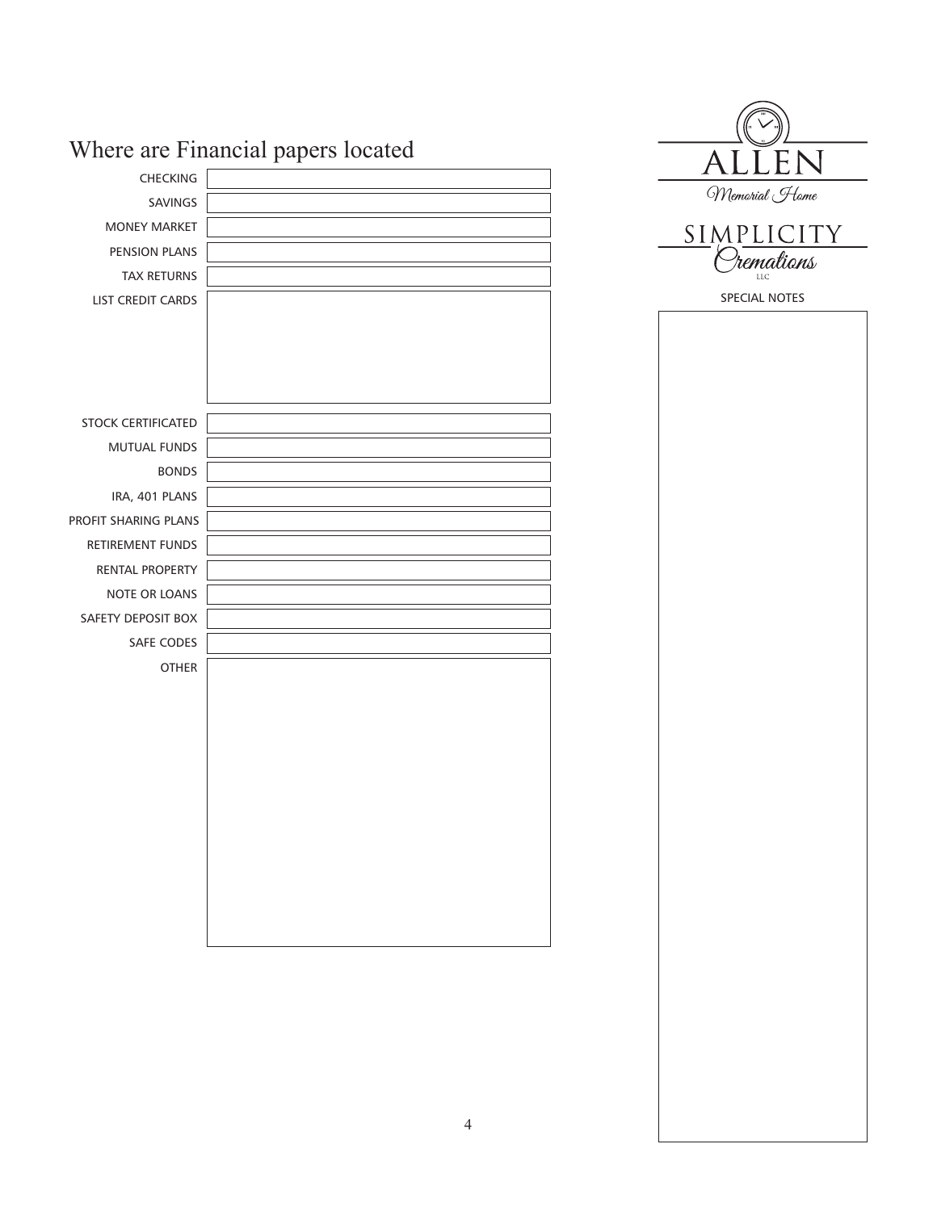# Where are Financial papers located

| | |
|---|---|
| CHECKING | |
| SAVINGS | |
| MONEY MARKET | |
| PENSION PLANS | |
| TAX RETURNS | |
| LIST CREDIT CARDS | |
| STOCK CERTIFICATED | |
| MUTUAL FUNDS | |
| BONDS | |
| IRA, 401 PLANS | |
| PROFIT SHARING PLANS | |
| RETIREMENT FUNDS | |
| RENTAL PROPERTY | |
| NOTE OR LOANS | |
| SAFETY DEPOSIT BOX | |
| SAFE CODES | |
| OTHER | |

ALLEN
Memorial Home

SIMPLICITY
Cremations
LLC

SPECIAL NOTES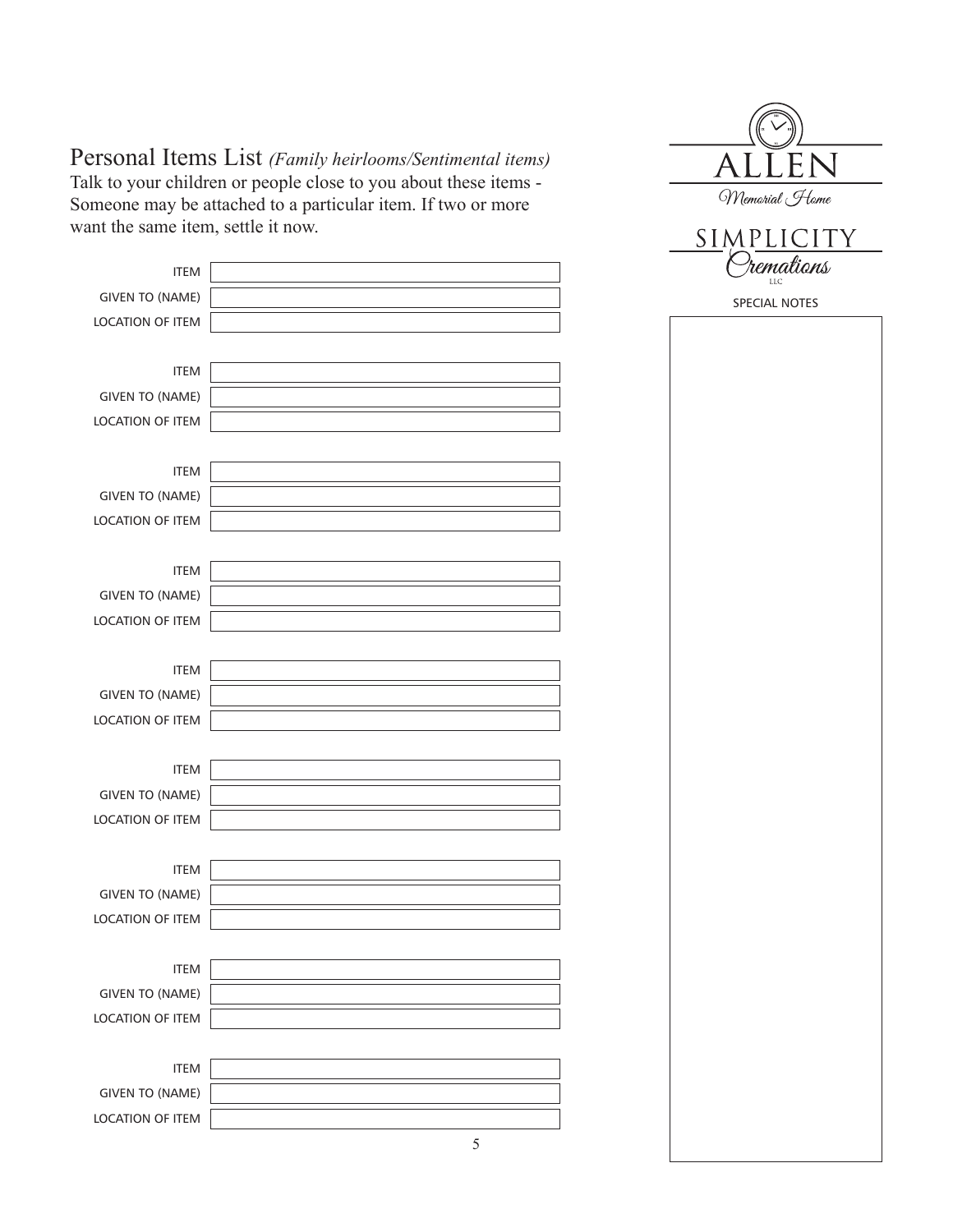# Personal Items List *(Family heirlooms/Sentimental items)*

Talk to your children or people close to you about these items - Someone may be attached to a particular item. If two or more want the same item, settle it now.

ALLEN
Memorial Home

SIMPLICITY
Cremations
LLC

ITEM

GIVEN TO (NAME)

LOCATION OF ITEM

ITEM

GIVEN TO (NAME)

LOCATION OF ITEM

ITEM

GIVEN TO (NAME)

LOCATION OF ITEM

ITEM

GIVEN TO (NAME)

LOCATION OF ITEM

ITEM

GIVEN TO (NAME)

LOCATION OF ITEM

ITEM

GIVEN TO (NAME)

LOCATION OF ITEM

ITEM

GIVEN TO (NAME)

LOCATION OF ITEM

ITEM

GIVEN TO (NAME)

LOCATION OF ITEM

ITEM

GIVEN TO (NAME)

LOCATION OF ITEM

SPECIAL NOTES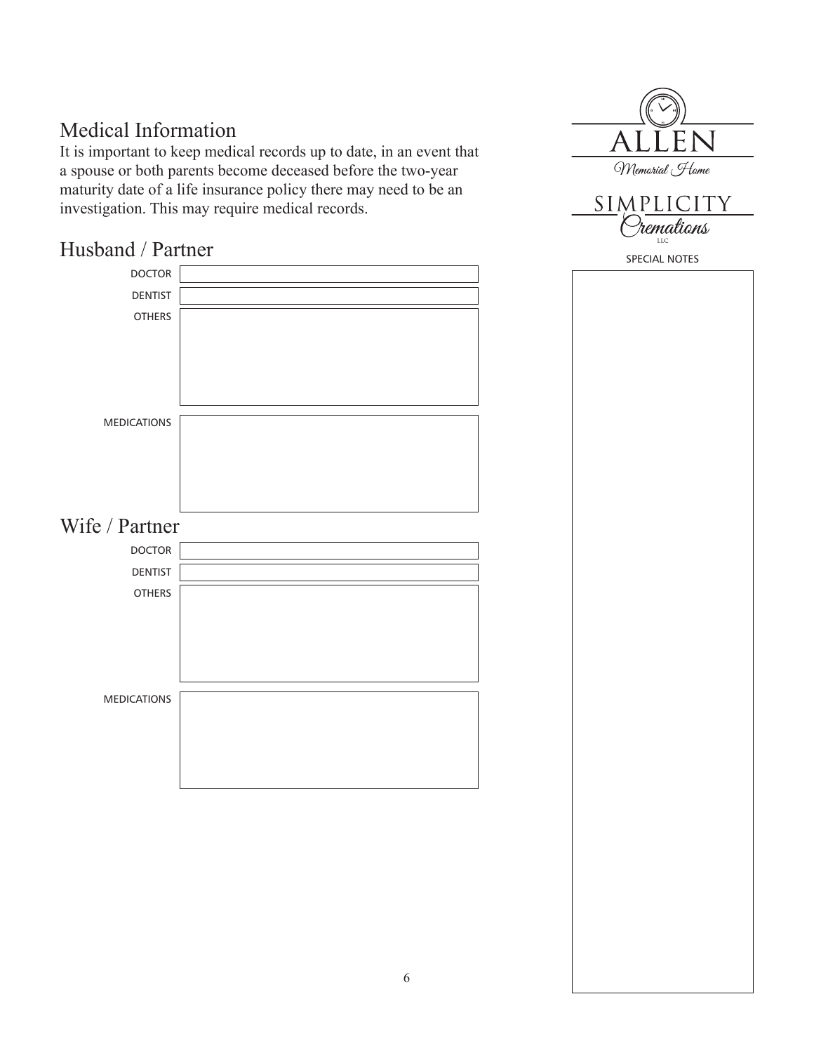## Medical Information

It is important to keep medical records up to date, in an event that a spouse or both parents become deceased before the two-year maturity date of a life insurance policy there may need to be an investigation. This may require medical records.

ALLEN
Memorial Home

SIMPLICITY
Cremations
LLC

### Husband / Partner

DOCTOR

DENTIST

OTHERS

MEDICATIONS

### Wife / Partner

DOCTOR

DENTIST

OTHERS

MEDICATIONS

SPECIAL NOTES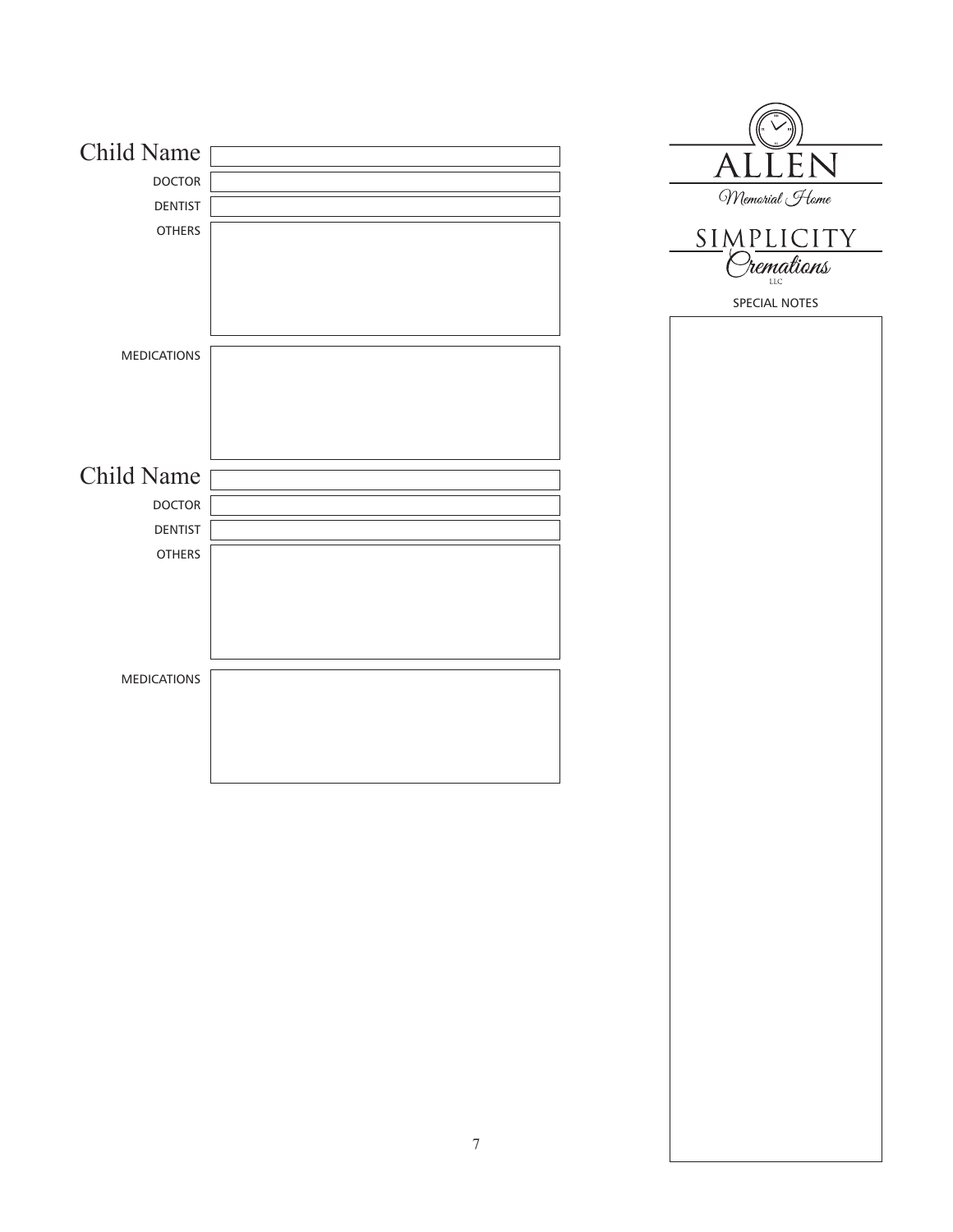ALLEN

*Memorial Home*

SIMPLICITY

*Cremations*

LLC

## Child Name

DOCTOR

DENTIST

OTHERS

MEDICATIONS

## Child Name

DOCTOR

DENTIST

OTHERS

MEDICATIONS

SPECIAL NOTES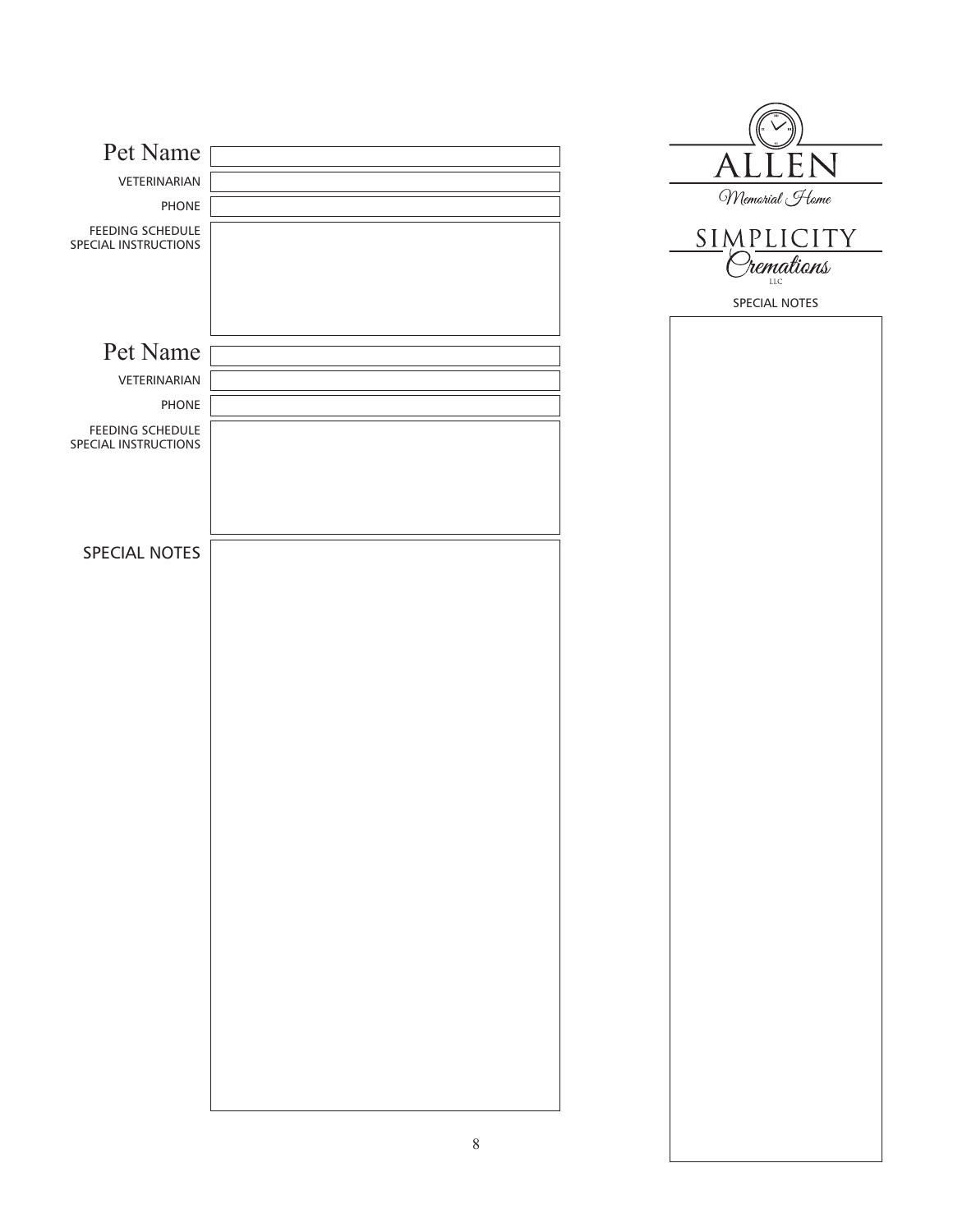Pet Name

VETERINARIAN

PHONE

FEEDING SCHEDULE
SPECIAL INSTRUCTIONS

Pet Name

VETERINARIAN

PHONE

FEEDING SCHEDULE
SPECIAL INSTRUCTIONS

SPECIAL NOTES

ALLEN
Memorial Home

SIMPLICITY
Cremations
LLC

SPECIAL NOTES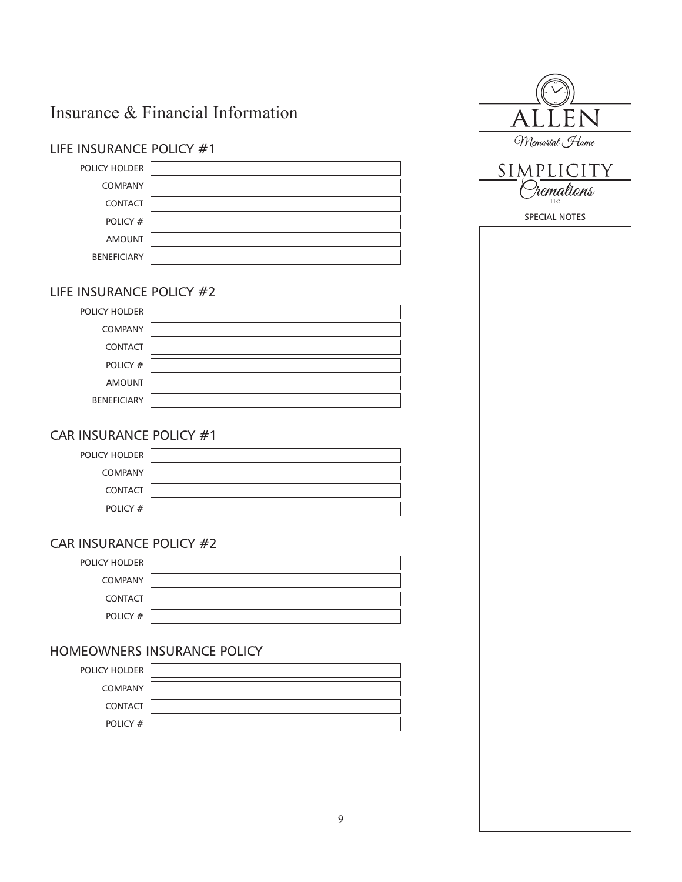# Insurance & Financial Information

ALLEN
Memorial Home

SIMPLICITY
Cremations
LLC

## LIFE INSURANCE POLICY #1

| | |
|---|---|
| POLICY HOLDER | |
| COMPANY | |
| CONTACT | |
| POLICY # | |
| AMOUNT | |
| BENEFICIARY | |

## LIFE INSURANCE POLICY #2

| | |
|---|---|
| POLICY HOLDER | |
| COMPANY | |
| CONTACT | |
| POLICY # | |
| AMOUNT | |
| BENEFICIARY | |

## CAR INSURANCE POLICY #1

| | |
|---|---|
| POLICY HOLDER | |
| COMPANY | |
| CONTACT | |
| POLICY # | |

## CAR INSURANCE POLICY #2

| | |
|---|---|
| POLICY HOLDER | |
| COMPANY | |
| CONTACT | |
| POLICY # | |

## HOMEOWNERS INSURANCE POLICY

| | |
|---|---|
| POLICY HOLDER | |
| COMPANY | |
| CONTACT | |
| POLICY # | |

SPECIAL NOTES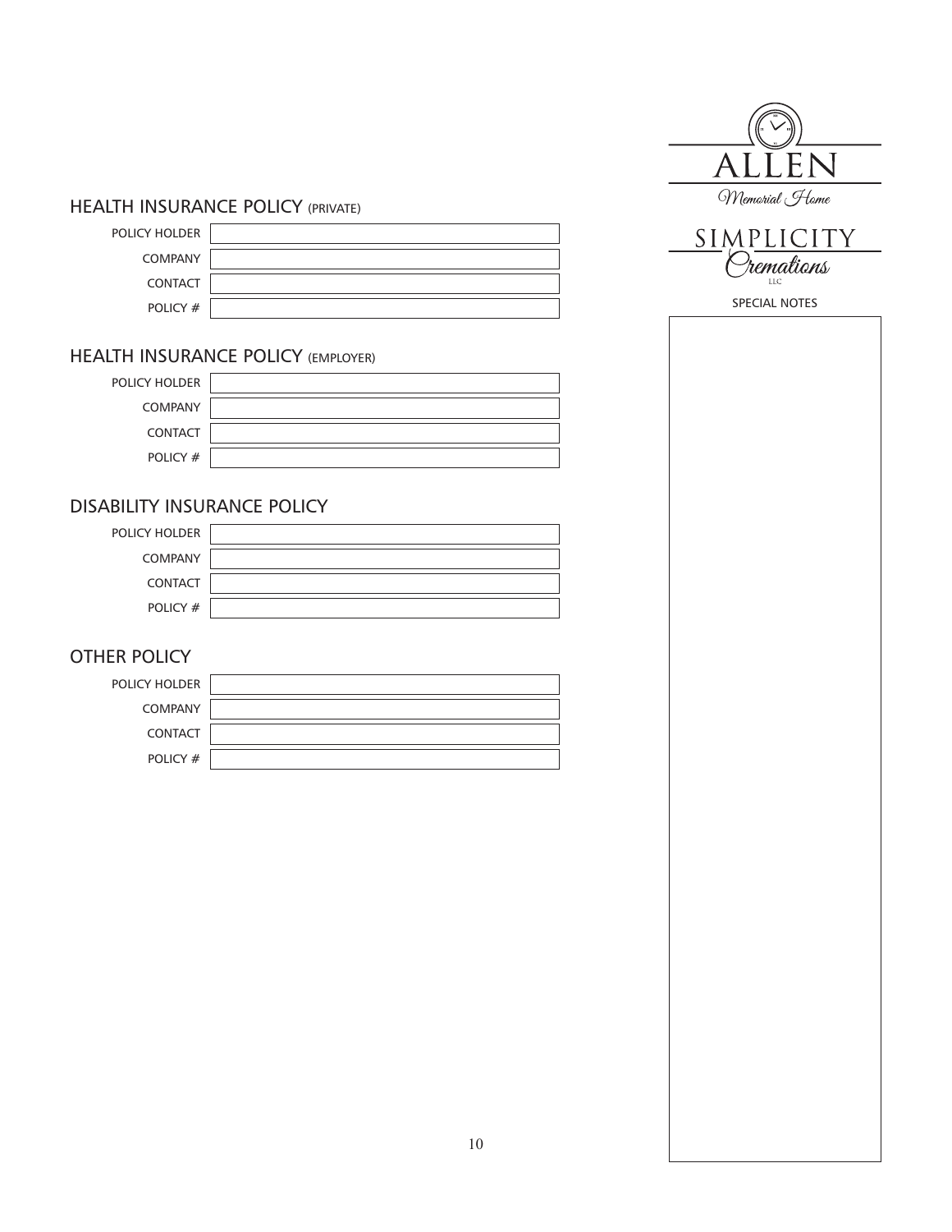ALLEN Memorial Home

SIMPLICITY Cremations LLC

## HEALTH INSURANCE POLICY (PRIVATE)

| | |
|---|---|
| POLICY HOLDER | |
| COMPANY | |
| CONTACT | |
| POLICY # | |

## HEALTH INSURANCE POLICY (EMPLOYER)

| | |
|---|---|
| POLICY HOLDER | |
| COMPANY | |
| CONTACT | |
| POLICY # | |

## DISABILITY INSURANCE POLICY

| | |
|---|---|
| POLICY HOLDER | |
| COMPANY | |
| CONTACT | |
| POLICY # | |

## OTHER POLICY

| | |
|---|---|
| POLICY HOLDER | |
| COMPANY | |
| CONTACT | |
| POLICY # | |

SPECIAL NOTES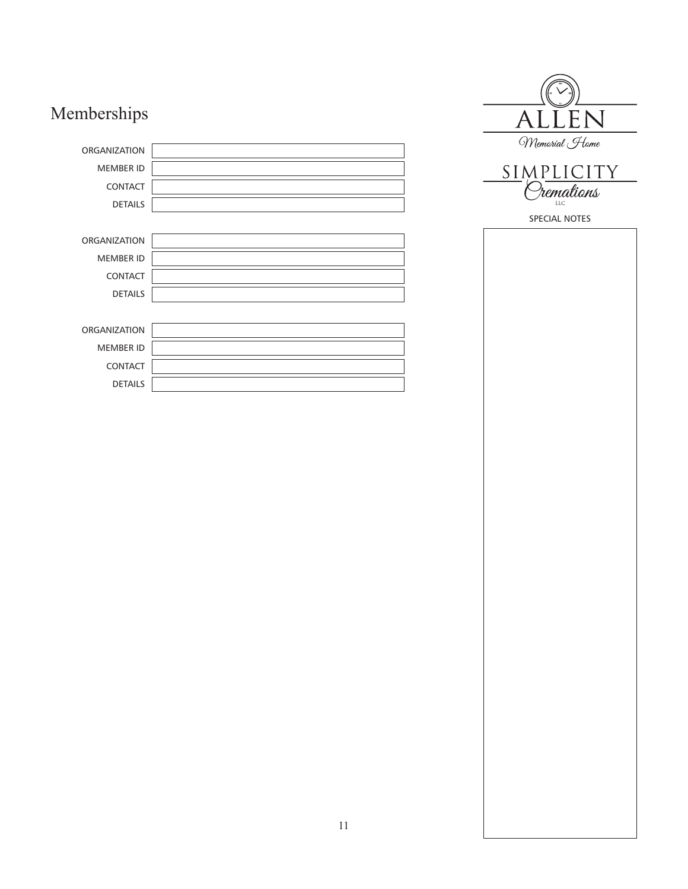# Memberships

| | |
|---|---|
| ORGANIZATION | |
| MEMBER ID | |
| CONTACT | |
| DETAILS | |

| | |
|---|---|
| ORGANIZATION | |
| MEMBER ID | |
| CONTACT | |
| DETAILS | |

| | |
|---|---|
| ORGANIZATION | |
| MEMBER ID | |
| CONTACT | |
| DETAILS | |

ALLEN
Memorial Home

SIMPLICITY
Cremations
LLC

SPECIAL NOTES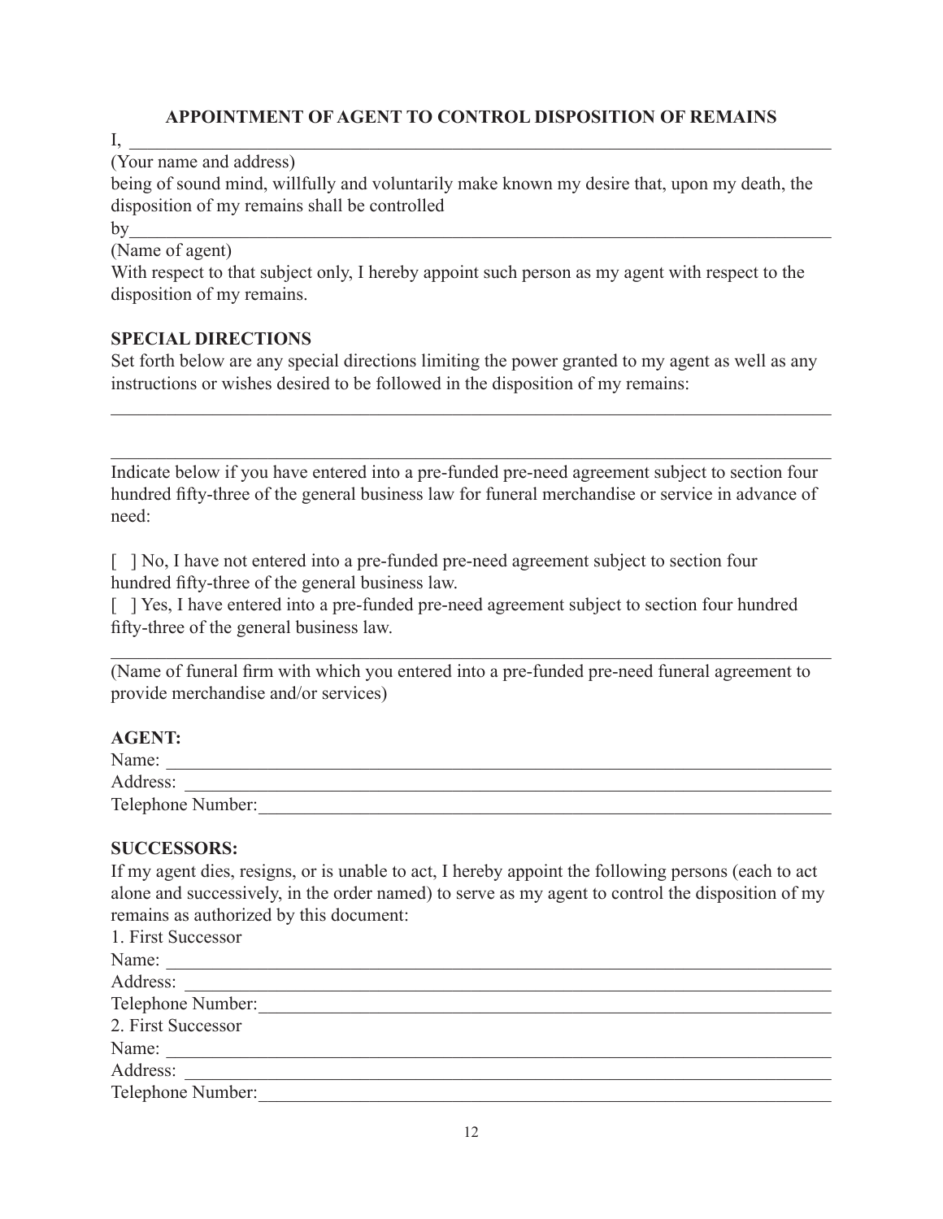## APPOINTMENT OF AGENT TO CONTROL DISPOSITION OF REMAINS

I, ___________________________________________________________________________

(Your name and address)

being of sound mind, willfully and voluntarily make known my desire that, upon my death, the disposition of my remains shall be controlled

by___________________________________________________________________________

(Name of agent)

With respect to that subject only, I hereby appoint such person as my agent with respect to the disposition of my remains.

**SPECIAL DIRECTIONS**

Set forth below are any special directions limiting the power granted to my agent as well as any instructions or wishes desired to be followed in the disposition of my remains:

_____________________________________________________________________________

_____________________________________________________________________________

Indicate below if you have entered into a pre-funded pre-need agreement subject to section four hundred fifty-three of the general business law for funeral merchandise or service in advance of need:

[ ] No, I have not entered into a pre-funded pre-need agreement subject to section four hundred fifty-three of the general business law.

[ ] Yes, I have entered into a pre-funded pre-need agreement subject to section four hundred fifty-three of the general business law.

_____________________________________________________________________________

(Name of funeral firm with which you entered into a pre-funded pre-need funeral agreement to provide merchandise and/or services)

**AGENT:**

Name: _______________________________________________________________________

Address: _____________________________________________________________________

Telephone Number:______________________________________________________________

**SUCCESSORS:**

If my agent dies, resigns, or is unable to act, I hereby appoint the following persons (each to act alone and successively, in the order named) to serve as my agent to control the disposition of my remains as authorized by this document:

1. First Successor

Name: _______________________________________________________________________

Address: _____________________________________________________________________

Telephone Number:______________________________________________________________

2. First Successor

Name: _______________________________________________________________________

Address: _____________________________________________________________________

Telephone Number:______________________________________________________________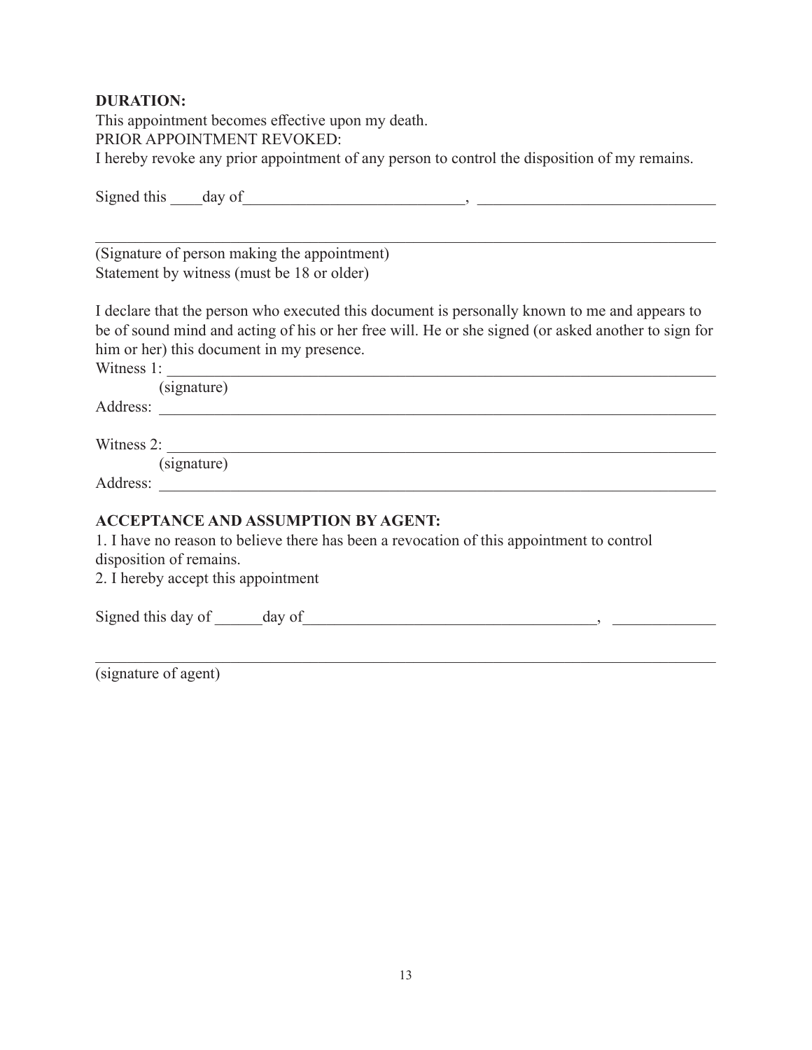**DURATION:**

This appointment becomes effective upon my death.

PRIOR APPOINTMENT REVOKED:

I hereby revoke any prior appointment of any person to control the disposition of my remains.

Signed this ____day of____________________________, ______________________________

_______________________________________________________________________________

(Signature of person making the appointment)

Statement by witness (must be 18 or older)

I declare that the person who executed this document is personally known to me and appears to be of sound mind and acting of his or her free will. He or she signed (or asked another to sign for him or her) this document in my presence.

Witness 1: _____________________________________________________________________

(signature)

Address: _______________________________________________________________________

Witness 2: _____________________________________________________________________

(signature)

Address: _______________________________________________________________________

**ACCEPTANCE AND ASSUMPTION BY AGENT:**

1. I have no reason to believe there has been a revocation of this appointment to control disposition of remains.
2. I hereby accept this appointment

Signed this day of ______day of______________________________________, _____________

_______________________________________________________________________________

(signature of agent)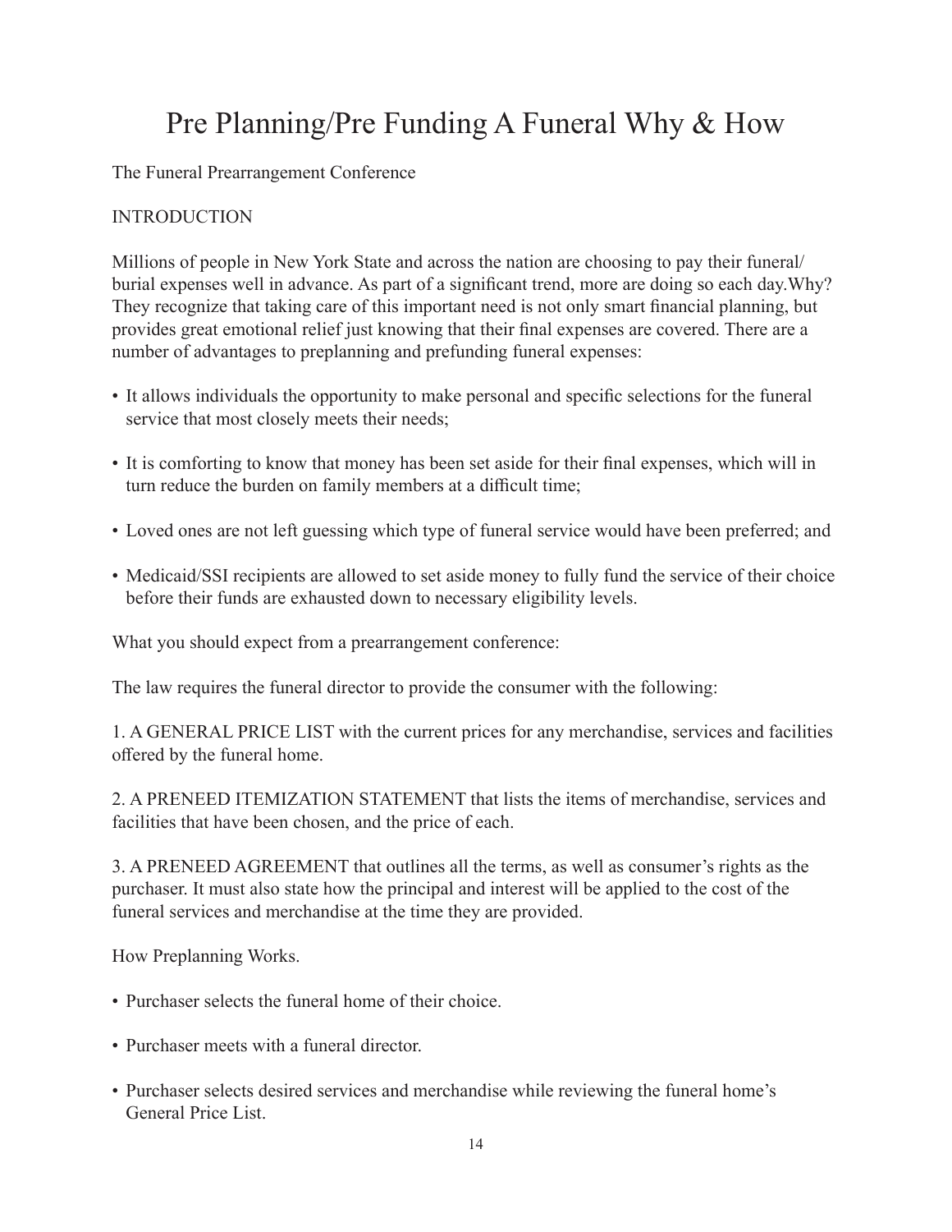# Pre Planning/Pre Funding A Funeral Why & How

The Funeral Prearrangement Conference

INTRODUCTION

Millions of people in New York State and across the nation are choosing to pay their funeral/ burial expenses well in advance. As part of a significant trend, more are doing so each day.Why? They recognize that taking care of this important need is not only smart financial planning, but provides great emotional relief just knowing that their final expenses are covered. There are a number of advantages to preplanning and prefunding funeral expenses:

- It allows individuals the opportunity to make personal and specific selections for the funeral service that most closely meets their needs;
- It is comforting to know that money has been set aside for their final expenses, which will in turn reduce the burden on family members at a difficult time;
- Loved ones are not left guessing which type of funeral service would have been preferred; and
- Medicaid/SSI recipients are allowed to set aside money to fully fund the service of their choice before their funds are exhausted down to necessary eligibility levels.

What you should expect from a prearrangement conference:

The law requires the funeral director to provide the consumer with the following:

1. A GENERAL PRICE LIST with the current prices for any merchandise, services and facilities offered by the funeral home.

2. A PRENEED ITEMIZATION STATEMENT that lists the items of merchandise, services and facilities that have been chosen, and the price of each.

3. A PRENEED AGREEMENT that outlines all the terms, as well as consumer's rights as the purchaser. It must also state how the principal and interest will be applied to the cost of the funeral services and merchandise at the time they are provided.

How Preplanning Works.

- Purchaser selects the funeral home of their choice.
- Purchaser meets with a funeral director.
- Purchaser selects desired services and merchandise while reviewing the funeral home's General Price List.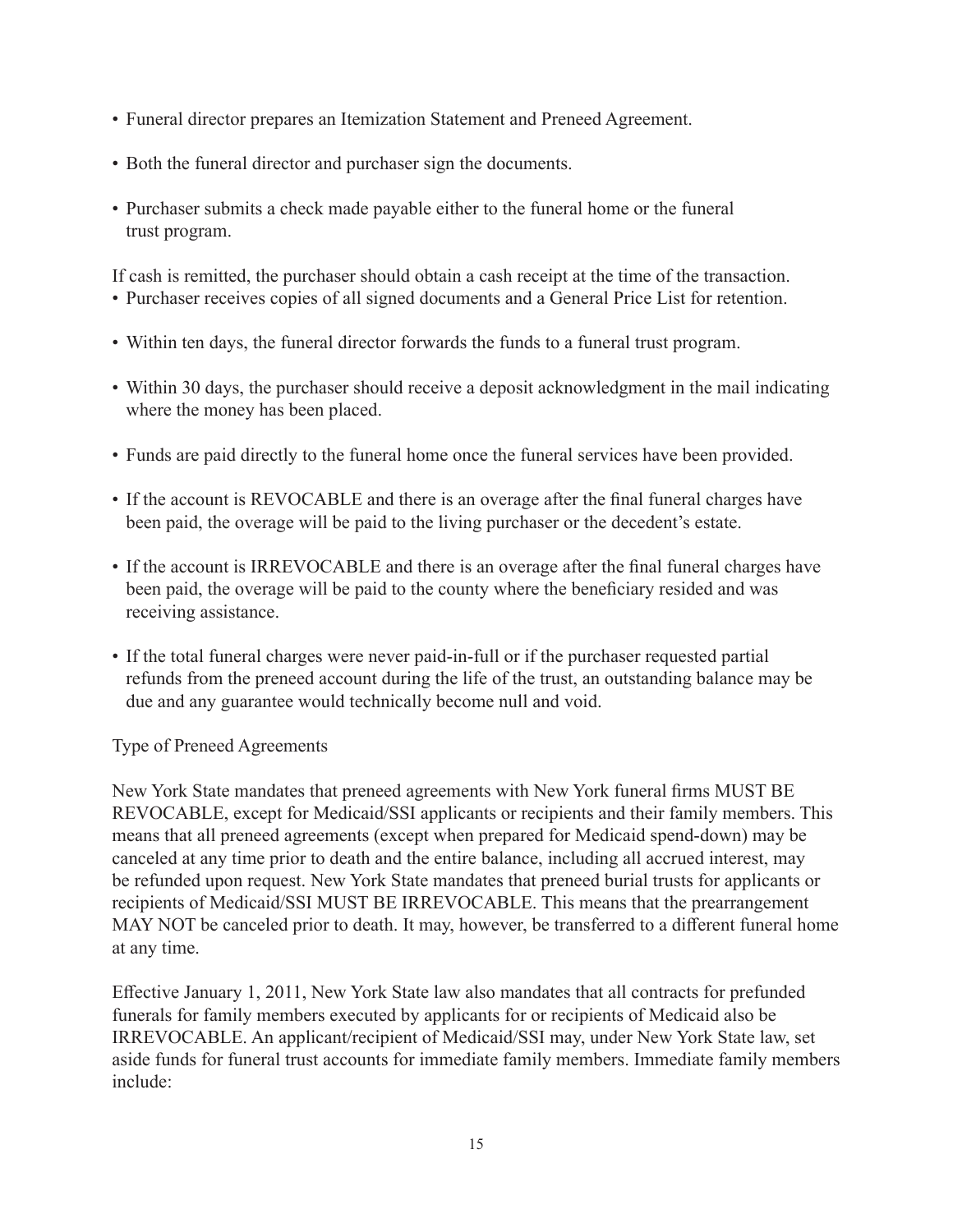- Funeral director prepares an Itemization Statement and Preneed Agreement.
- Both the funeral director and purchaser sign the documents.
- Purchaser submits a check made payable either to the funeral home or the funeral trust program.

If cash is remitted, the purchaser should obtain a cash receipt at the time of the transaction.

- Purchaser receives copies of all signed documents and a General Price List for retention.
- Within ten days, the funeral director forwards the funds to a funeral trust program.
- Within 30 days, the purchaser should receive a deposit acknowledgment in the mail indicating where the money has been placed.
- Funds are paid directly to the funeral home once the funeral services have been provided.
- If the account is REVOCABLE and there is an overage after the final funeral charges have been paid, the overage will be paid to the living purchaser or the decedent's estate.
- If the account is IRREVOCABLE and there is an overage after the final funeral charges have been paid, the overage will be paid to the county where the beneficiary resided and was receiving assistance.
- If the total funeral charges were never paid-in-full or if the purchaser requested partial refunds from the preneed account during the life of the trust, an outstanding balance may be due and any guarantee would technically become null and void.

Type of Preneed Agreements

New York State mandates that preneed agreements with New York funeral firms MUST BE REVOCABLE, except for Medicaid/SSI applicants or recipients and their family members. This means that all preneed agreements (except when prepared for Medicaid spend-down) may be canceled at any time prior to death and the entire balance, including all accrued interest, may be refunded upon request. New York State mandates that preneed burial trusts for applicants or recipients of Medicaid/SSI MUST BE IRREVOCABLE. This means that the prearrangement MAY NOT be canceled prior to death. It may, however, be transferred to a different funeral home at any time.

Effective January 1, 2011, New York State law also mandates that all contracts for prefunded funerals for family members executed by applicants for or recipients of Medicaid also be IRREVOCABLE. An applicant/recipient of Medicaid/SSI may, under New York State law, set aside funds for funeral trust accounts for immediate family members. Immediate family members include: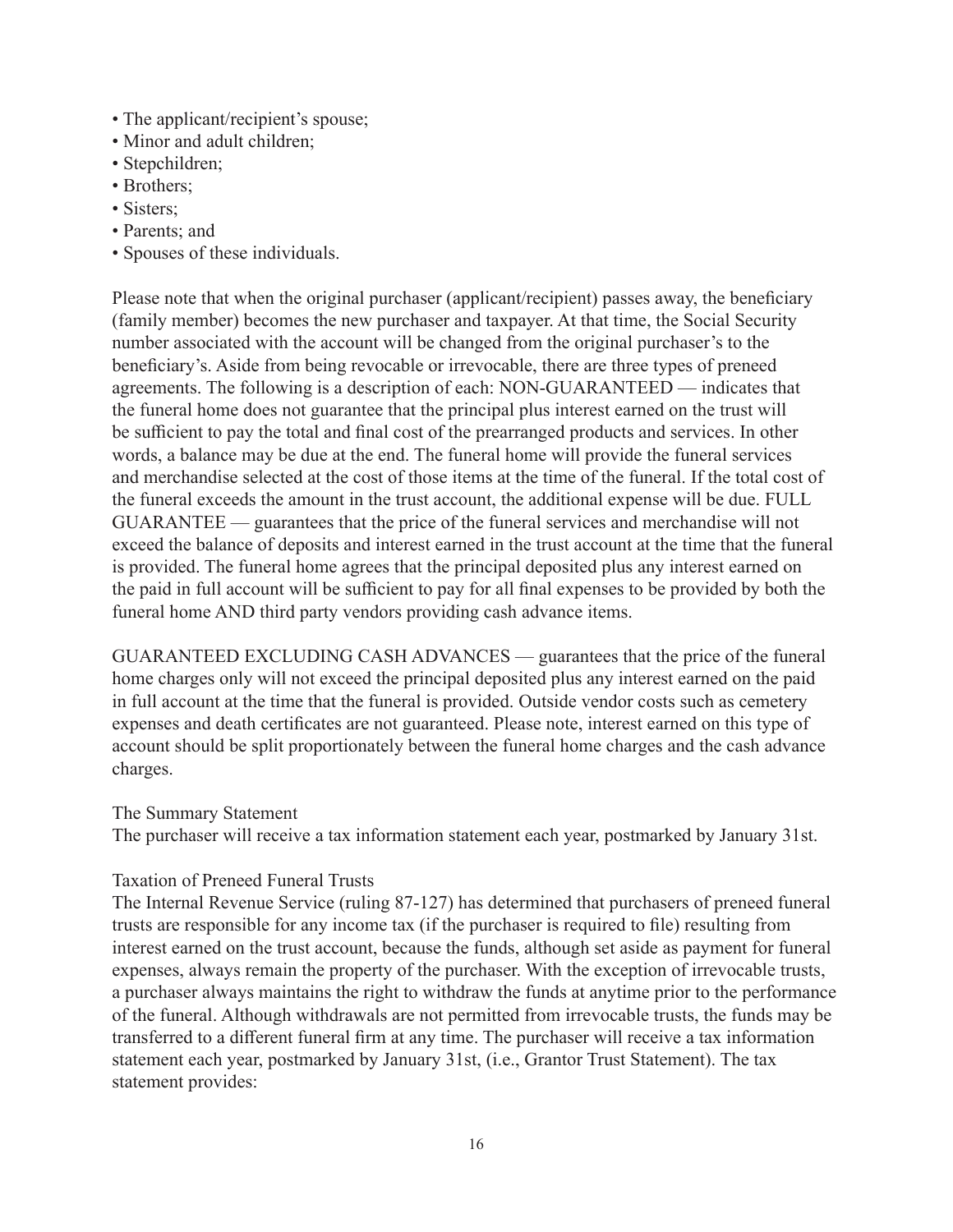- The applicant/recipient's spouse;
- Minor and adult children;
- Stepchildren;
- Brothers;
- Sisters;
- Parents; and
- Spouses of these individuals.

Please note that when the original purchaser (applicant/recipient) passes away, the beneficiary (family member) becomes the new purchaser and taxpayer. At that time, the Social Security number associated with the account will be changed from the original purchaser's to the beneficiary's. Aside from being revocable or irrevocable, there are three types of preneed agreements. The following is a description of each: NON-GUARANTEED — indicates that the funeral home does not guarantee that the principal plus interest earned on the trust will be sufficient to pay the total and final cost of the prearranged products and services. In other words, a balance may be due at the end. The funeral home will provide the funeral services and merchandise selected at the cost of those items at the time of the funeral. If the total cost of the funeral exceeds the amount in the trust account, the additional expense will be due. FULL GUARANTEE — guarantees that the price of the funeral services and merchandise will not exceed the balance of deposits and interest earned in the trust account at the time that the funeral is provided. The funeral home agrees that the principal deposited plus any interest earned on the paid in full account will be sufficient to pay for all final expenses to be provided by both the funeral home AND third party vendors providing cash advance items.

GUARANTEED EXCLUDING CASH ADVANCES — guarantees that the price of the funeral home charges only will not exceed the principal deposited plus any interest earned on the paid in full account at the time that the funeral is provided. Outside vendor costs such as cemetery expenses and death certificates are not guaranteed. Please note, interest earned on this type of account should be split proportionately between the funeral home charges and the cash advance charges.

The Summary Statement

The purchaser will receive a tax information statement each year, postmarked by January 31st.

Taxation of Preneed Funeral Trusts

The Internal Revenue Service (ruling 87-127) has determined that purchasers of preneed funeral trusts are responsible for any income tax (if the purchaser is required to file) resulting from interest earned on the trust account, because the funds, although set aside as payment for funeral expenses, always remain the property of the purchaser. With the exception of irrevocable trusts, a purchaser always maintains the right to withdraw the funds at anytime prior to the performance of the funeral. Although withdrawals are not permitted from irrevocable trusts, the funds may be transferred to a different funeral firm at any time. The purchaser will receive a tax information statement each year, postmarked by January 31st, (i.e., Grantor Trust Statement). The tax statement provides: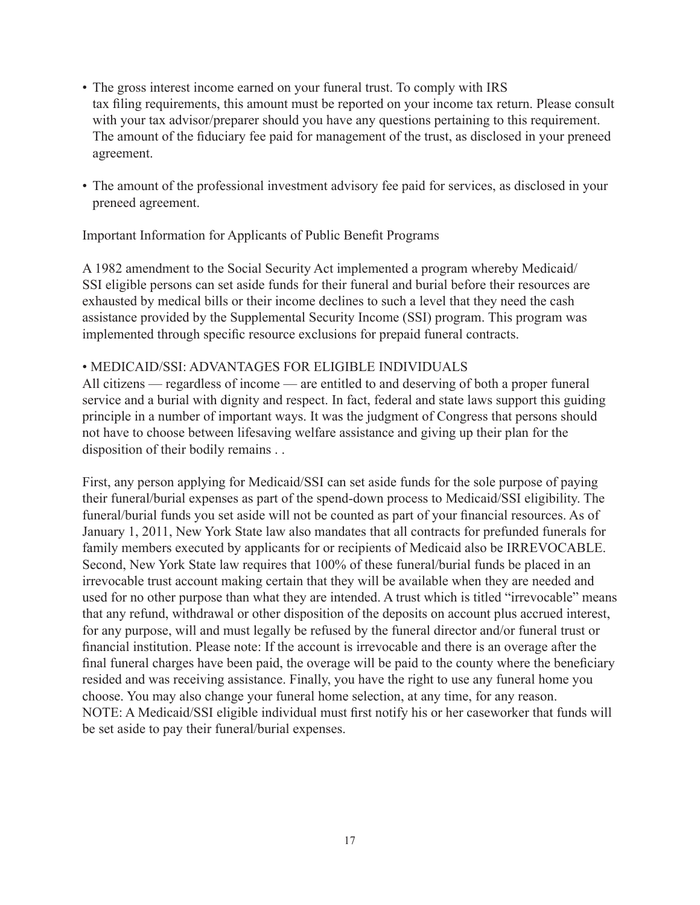- The gross interest income earned on your funeral trust. To comply with IRS tax filing requirements, this amount must be reported on your income tax return. Please consult with your tax advisor/preparer should you have any questions pertaining to this requirement. The amount of the fiduciary fee paid for management of the trust, as disclosed in your preneed agreement.
- The amount of the professional investment advisory fee paid for services, as disclosed in your preneed agreement.

Important Information for Applicants of Public Benefit Programs

A 1982 amendment to the Social Security Act implemented a program whereby Medicaid/SSI eligible persons can set aside funds for their funeral and burial before their resources are exhausted by medical bills or their income declines to such a level that they need the cash assistance provided by the Supplemental Security Income (SSI) program. This program was implemented through specific resource exclusions for prepaid funeral contracts.

- MEDICAID/SSI: ADVANTAGES FOR ELIGIBLE INDIVIDUALS

All citizens — regardless of income — are entitled to and deserving of both a proper funeral service and a burial with dignity and respect. In fact, federal and state laws support this guiding principle in a number of important ways. It was the judgment of Congress that persons should not have to choose between lifesaving welfare assistance and giving up their plan for the disposition of their bodily remains . .

First, any person applying for Medicaid/SSI can set aside funds for the sole purpose of paying their funeral/burial expenses as part of the spend-down process to Medicaid/SSI eligibility. The funeral/burial funds you set aside will not be counted as part of your financial resources. As of January 1, 2011, New York State law also mandates that all contracts for prefunded funerals for family members executed by applicants for or recipients of Medicaid also be IRREVOCABLE. Second, New York State law requires that 100% of these funeral/burial funds be placed in an irrevocable trust account making certain that they will be available when they are needed and used for no other purpose than what they are intended. A trust which is titled "irrevocable" means that any refund, withdrawal or other disposition of the deposits on account plus accrued interest, for any purpose, will and must legally be refused by the funeral director and/or funeral trust or financial institution. Please note: If the account is irrevocable and there is an overage after the final funeral charges have been paid, the overage will be paid to the county where the beneficiary resided and was receiving assistance. Finally, you have the right to use any funeral home you choose. You may also change your funeral home selection, at any time, for any reason. NOTE: A Medicaid/SSI eligible individual must first notify his or her caseworker that funds will be set aside to pay their funeral/burial expenses.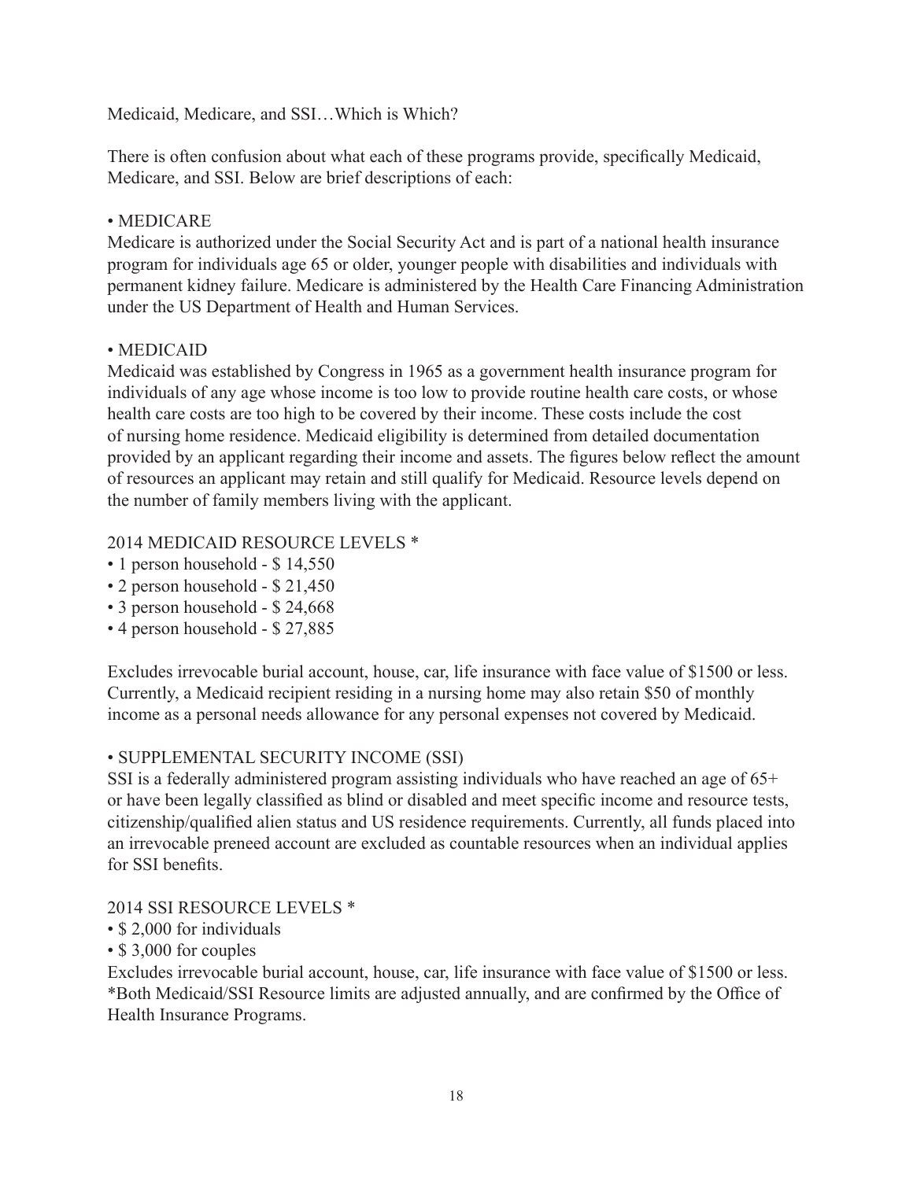# Medicaid, Medicare, and SSI…Which is Which?

There is often confusion about what each of these programs provide, specifically Medicaid, Medicare, and SSI. Below are brief descriptions of each:

## • MEDICARE

Medicare is authorized under the Social Security Act and is part of a national health insurance program for individuals age 65 or older, younger people with disabilities and individuals with permanent kidney failure. Medicare is administered by the Health Care Financing Administration under the US Department of Health and Human Services.

## • MEDICAID

Medicaid was established by Congress in 1965 as a government health insurance program for individuals of any age whose income is too low to provide routine health care costs, or whose health care costs are too high to be covered by their income. These costs include the cost of nursing home residence. Medicaid eligibility is determined from detailed documentation provided by an applicant regarding their income and assets. The figures below reflect the amount of resources an applicant may retain and still qualify for Medicaid. Resource levels depend on the number of family members living with the applicant.

### 2014 MEDICAID RESOURCE LEVELS *

- 1 person household - $ 14,550
- 2 person household - $ 21,450
- 3 person household - $ 24,668
- 4 person household - $ 27,885

Excludes irrevocable burial account, house, car, life insurance with face value of $1500 or less. Currently, a Medicaid recipient residing in a nursing home may also retain $50 of monthly income as a personal needs allowance for any personal expenses not covered by Medicaid.

## • SUPPLEMENTAL SECURITY INCOME (SSI)

SSI is a federally administered program assisting individuals who have reached an age of 65+ or have been legally classified as blind or disabled and meet specific income and resource tests, citizenship/qualified alien status and US residence requirements. Currently, all funds placed into an irrevocable preneed account are excluded as countable resources when an individual applies for SSI benefits.

### 2014 SSI RESOURCE LEVELS *

- $ 2,000 for individuals
- $ 3,000 for couples

Excludes irrevocable burial account, house, car, life insurance with face value of $1500 or less.
*Both Medicaid/SSI Resource limits are adjusted annually, and are confirmed by the Office of Health Insurance Programs.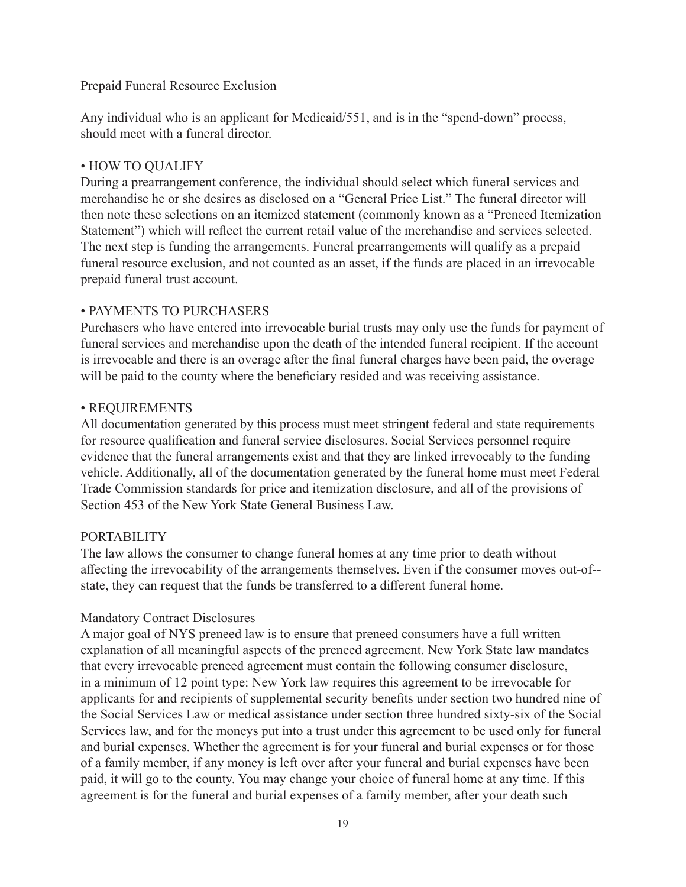## Prepaid Funeral Resource Exclusion

Any individual who is an applicant for Medicaid/551, and is in the "spend-down" process, should meet with a funeral director.

### • HOW TO QUALIFY

During a prearrangement conference, the individual should select which funeral services and merchandise he or she desires as disclosed on a "General Price List." The funeral director will then note these selections on an itemized statement (commonly known as a "Preneed Itemization Statement") which will reflect the current retail value of the merchandise and services selected. The next step is funding the arrangements. Funeral prearrangements will qualify as a prepaid funeral resource exclusion, and not counted as an asset, if the funds are placed in an irrevocable prepaid funeral trust account.

### • PAYMENTS TO PURCHASERS

Purchasers who have entered into irrevocable burial trusts may only use the funds for payment of funeral services and merchandise upon the death of the intended funeral recipient. If the account is irrevocable and there is an overage after the final funeral charges have been paid, the overage will be paid to the county where the beneficiary resided and was receiving assistance.

### • REQUIREMENTS

All documentation generated by this process must meet stringent federal and state requirements for resource qualification and funeral service disclosures. Social Services personnel require evidence that the funeral arrangements exist and that they are linked irrevocably to the funding vehicle. Additionally, all of the documentation generated by the funeral home must meet Federal Trade Commission standards for price and itemization disclosure, and all of the provisions of Section 453 of the New York State General Business Law.

### PORTABILITY

The law allows the consumer to change funeral homes at any time prior to death without affecting the irrevocability of the arrangements themselves. Even if the consumer moves out-of--state, they can request that the funds be transferred to a different funeral home.

## Mandatory Contract Disclosures

A major goal of NYS preneed law is to ensure that preneed consumers have a full written explanation of all meaningful aspects of the preneed agreement. New York State law mandates that every irrevocable preneed agreement must contain the following consumer disclosure, in a minimum of 12 point type: New York law requires this agreement to be irrevocable for applicants for and recipients of supplemental security benefits under section two hundred nine of the Social Services Law or medical assistance under section three hundred sixty-six of the Social Services law, and for the moneys put into a trust under this agreement to be used only for funeral and burial expenses. Whether the agreement is for your funeral and burial expenses or for those of a family member, if any money is left over after your funeral and burial expenses have been paid, it will go to the county. You may change your choice of funeral home at any time. If this agreement is for the funeral and burial expenses of a family member, after your death such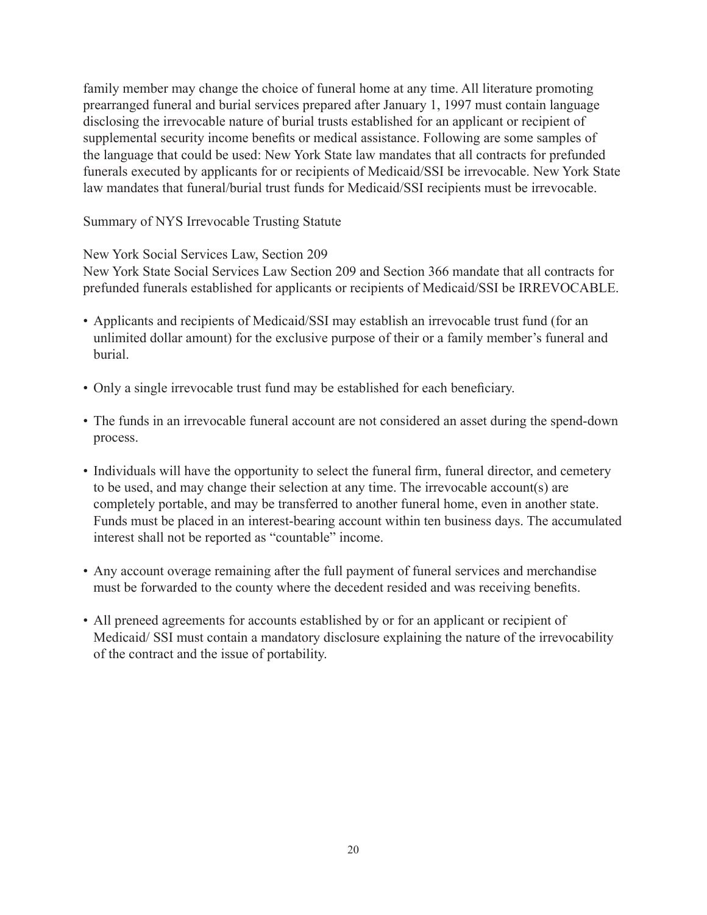family member may change the choice of funeral home at any time. All literature promoting prearranged funeral and burial services prepared after January 1, 1997 must contain language disclosing the irrevocable nature of burial trusts established for an applicant or recipient of supplemental security income benefits or medical assistance. Following are some samples of the language that could be used: New York State law mandates that all contracts for prefunded funerals executed by applicants for or recipients of Medicaid/SSI be irrevocable. New York State law mandates that funeral/burial trust funds for Medicaid/SSI recipients must be irrevocable.

Summary of NYS Irrevocable Trusting Statute

New York Social Services Law, Section 209

New York State Social Services Law Section 209 and Section 366 mandate that all contracts for prefunded funerals established for applicants or recipients of Medicaid/SSI be IRREVOCABLE.

- Applicants and recipients of Medicaid/SSI may establish an irrevocable trust fund (for an unlimited dollar amount) for the exclusive purpose of their or a family member's funeral and burial.
- Only a single irrevocable trust fund may be established for each beneficiary.
- The funds in an irrevocable funeral account are not considered an asset during the spend-down process.
- Individuals will have the opportunity to select the funeral firm, funeral director, and cemetery to be used, and may change their selection at any time. The irrevocable account(s) are completely portable, and may be transferred to another funeral home, even in another state. Funds must be placed in an interest-bearing account within ten business days. The accumulated interest shall not be reported as "countable" income.
- Any account overage remaining after the full payment of funeral services and merchandise must be forwarded to the county where the decedent resided and was receiving benefits.
- All preneed agreements for accounts established by or for an applicant or recipient of Medicaid/ SSI must contain a mandatory disclosure explaining the nature of the irrevocability of the contract and the issue of portability.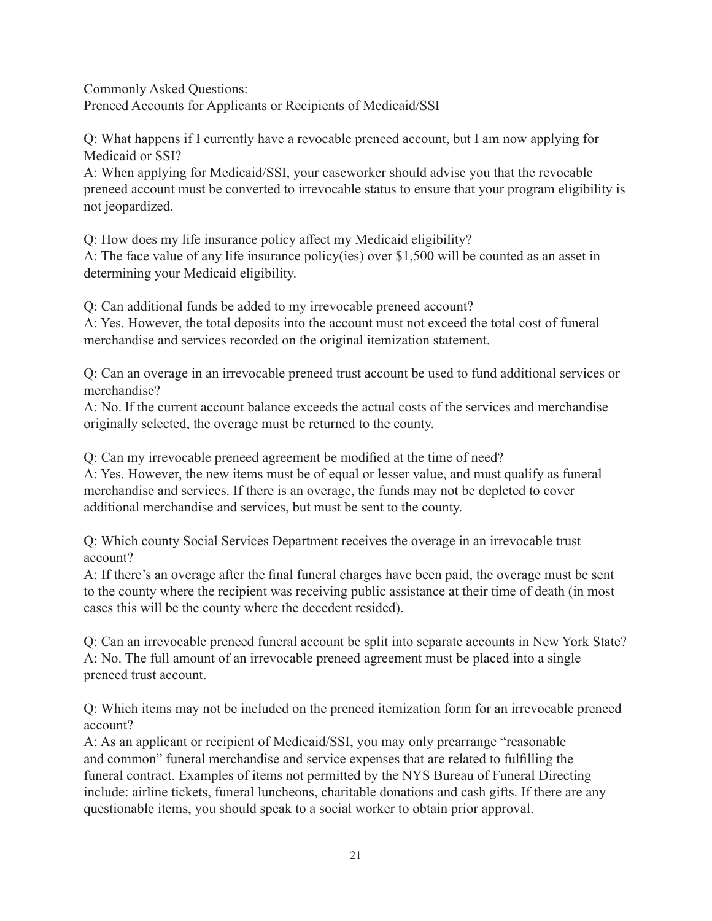## Commonly Asked Questions:
## Preneed Accounts for Applicants or Recipients of Medicaid/SSI

Q: What happens if I currently have a revocable preneed account, but I am now applying for Medicaid or SSI?
A: When applying for Medicaid/SSI, your caseworker should advise you that the revocable preneed account must be converted to irrevocable status to ensure that your program eligibility is not jeopardized.

Q: How does my life insurance policy affect my Medicaid eligibility?
A: The face value of any life insurance policy(ies) over $1,500 will be counted as an asset in determining your Medicaid eligibility.

Q: Can additional funds be added to my irrevocable preneed account?
A: Yes. However, the total deposits into the account must not exceed the total cost of funeral merchandise and services recorded on the original itemization statement.

Q: Can an overage in an irrevocable preneed trust account be used to fund additional services or merchandise?
A: No. lf the current account balance exceeds the actual costs of the services and merchandise originally selected, the overage must be returned to the county.

Q: Can my irrevocable preneed agreement be modified at the time of need?
A: Yes. However, the new items must be of equal or lesser value, and must qualify as funeral merchandise and services. If there is an overage, the funds may not be depleted to cover additional merchandise and services, but must be sent to the county.

Q: Which county Social Services Department receives the overage in an irrevocable trust account?
A: If there's an overage after the final funeral charges have been paid, the overage must be sent to the county where the recipient was receiving public assistance at their time of death (in most cases this will be the county where the decedent resided).

Q: Can an irrevocable preneed funeral account be split into separate accounts in New York State?
A: No. The full amount of an irrevocable preneed agreement must be placed into a single preneed trust account.

Q: Which items may not be included on the preneed itemization form for an irrevocable preneed account?
A: As an applicant or recipient of Medicaid/SSI, you may only prearrange "reasonable and common" funeral merchandise and service expenses that are related to fulfilling the funeral contract. Examples of items not permitted by the NYS Bureau of Funeral Directing include: airline tickets, funeral luncheons, charitable donations and cash gifts. If there are any questionable items, you should speak to a social worker to obtain prior approval.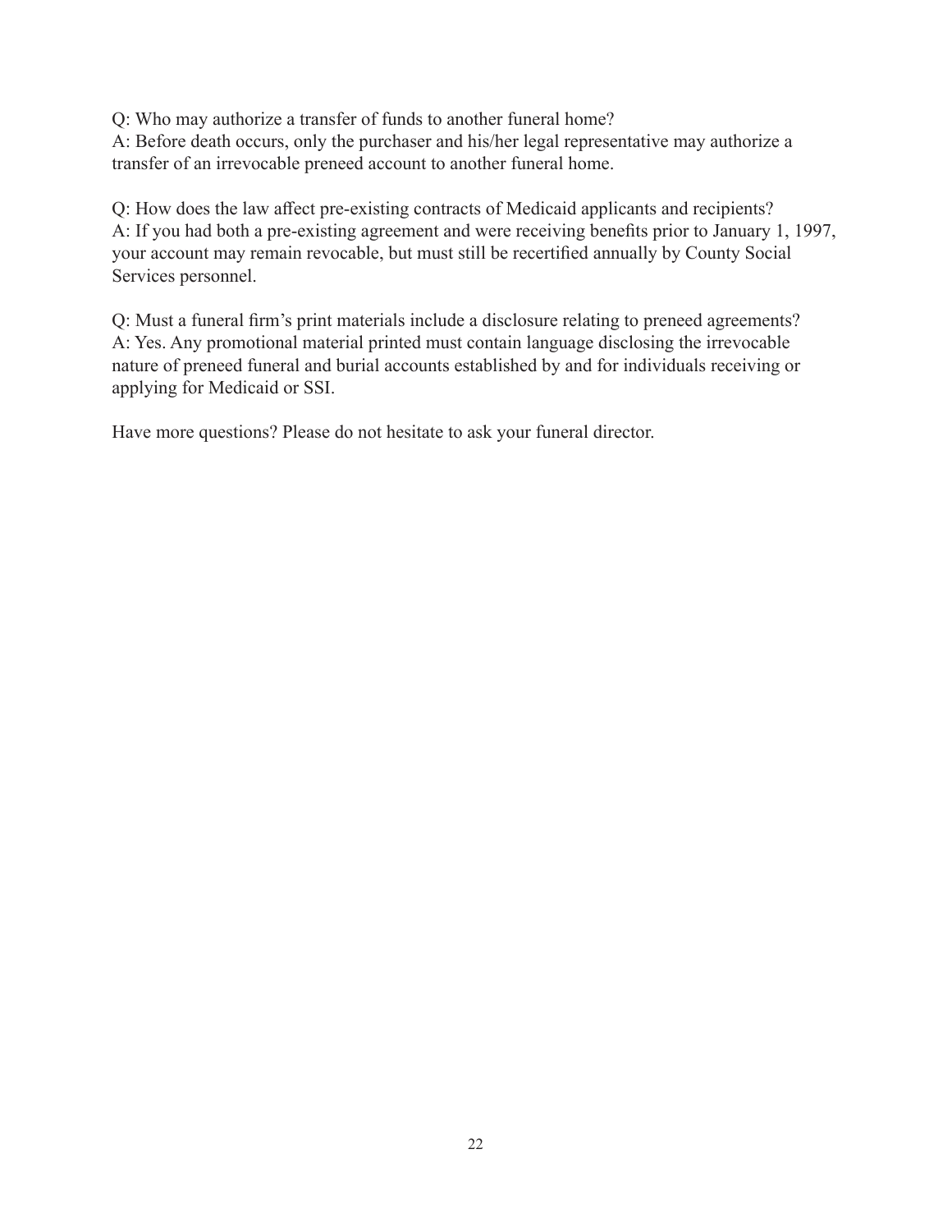Q: Who may authorize a transfer of funds to another funeral home?
A: Before death occurs, only the purchaser and his/her legal representative may authorize a transfer of an irrevocable preneed account to another funeral home.

Q: How does the law affect pre-existing contracts of Medicaid applicants and recipients?
A: If you had both a pre-existing agreement and were receiving benefits prior to January 1, 1997, your account may remain revocable, but must still be recertified annually by County Social Services personnel.

Q: Must a funeral firm's print materials include a disclosure relating to preneed agreements?
A: Yes. Any promotional material printed must contain language disclosing the irrevocable nature of preneed funeral and burial accounts established by and for individuals receiving or applying for Medicaid or SSI.

Have more questions? Please do not hesitate to ask your funeral director.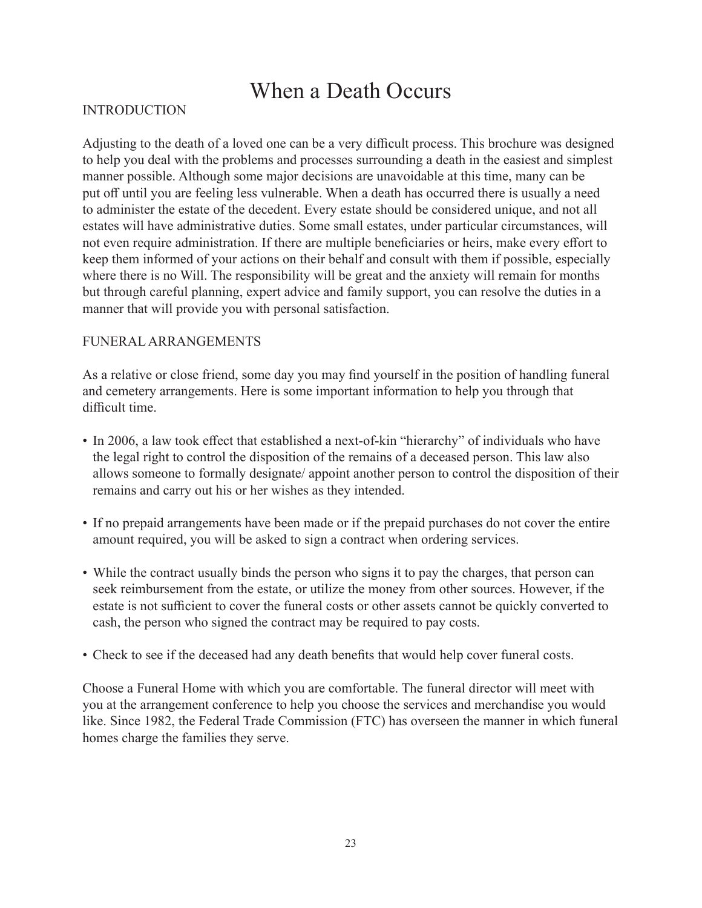# When a Death Occurs

## INTRODUCTION

Adjusting to the death of a loved one can be a very difficult process. This brochure was designed to help you deal with the problems and processes surrounding a death in the easiest and simplest manner possible. Although some major decisions are unavoidable at this time, many can be put off until you are feeling less vulnerable. When a death has occurred there is usually a need to administer the estate of the decedent. Every estate should be considered unique, and not all estates will have administrative duties. Some small estates, under particular circumstances, will not even require administration. If there are multiple beneficiaries or heirs, make every effort to keep them informed of your actions on their behalf and consult with them if possible, especially where there is no Will. The responsibility will be great and the anxiety will remain for months but through careful planning, expert advice and family support, you can resolve the duties in a manner that will provide you with personal satisfaction.

## FUNERAL ARRANGEMENTS

As a relative or close friend, some day you may find yourself in the position of handling funeral and cemetery arrangements. Here is some important information to help you through that difficult time.

- In 2006, a law took effect that established a next-of-kin "hierarchy" of individuals who have the legal right to control the disposition of the remains of a deceased person. This law also allows someone to formally designate/ appoint another person to control the disposition of their remains and carry out his or her wishes as they intended.
- If no prepaid arrangements have been made or if the prepaid purchases do not cover the entire amount required, you will be asked to sign a contract when ordering services.
- While the contract usually binds the person who signs it to pay the charges, that person can seek reimbursement from the estate, or utilize the money from other sources. However, if the estate is not sufficient to cover the funeral costs or other assets cannot be quickly converted to cash, the person who signed the contract may be required to pay costs.
- Check to see if the deceased had any death benefits that would help cover funeral costs.

Choose a Funeral Home with which you are comfortable. The funeral director will meet with you at the arrangement conference to help you choose the services and merchandise you would like. Since 1982, the Federal Trade Commission (FTC) has overseen the manner in which funeral homes charge the families they serve.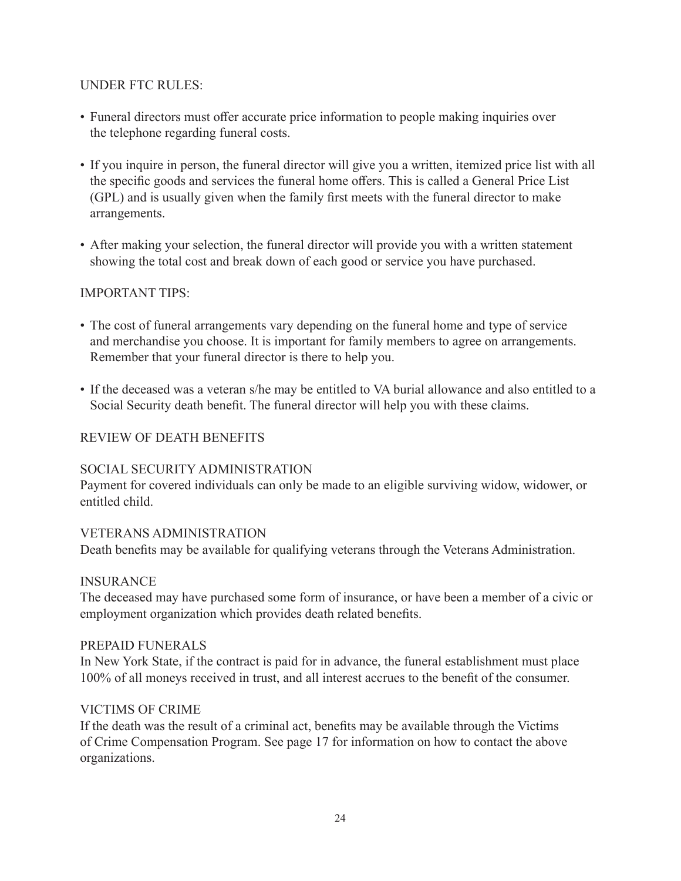## UNDER FTC RULES:

- Funeral directors must offer accurate price information to people making inquiries over the telephone regarding funeral costs.
- If you inquire in person, the funeral director will give you a written, itemized price list with all the specific goods and services the funeral home offers. This is called a General Price List (GPL) and is usually given when the family first meets with the funeral director to make arrangements.
- After making your selection, the funeral director will provide you with a written statement showing the total cost and break down of each good or service you have purchased.

## IMPORTANT TIPS:

- The cost of funeral arrangements vary depending on the funeral home and type of service and merchandise you choose. It is important for family members to agree on arrangements. Remember that your funeral director is there to help you.
- If the deceased was a veteran s/he may be entitled to VA burial allowance and also entitled to a Social Security death benefit. The funeral director will help you with these claims.

## REVIEW OF DEATH BENEFITS

### SOCIAL SECURITY ADMINISTRATION

Payment for covered individuals can only be made to an eligible surviving widow, widower, or entitled child.

### VETERANS ADMINISTRATION

Death benefits may be available for qualifying veterans through the Veterans Administration.

### INSURANCE

The deceased may have purchased some form of insurance, or have been a member of a civic or employment organization which provides death related benefits.

### PREPAID FUNERALS

In New York State, if the contract is paid for in advance, the funeral establishment must place 100% of all moneys received in trust, and all interest accrues to the benefit of the consumer.

### VICTIMS OF CRIME

If the death was the result of a criminal act, benefits may be available through the Victims of Crime Compensation Program. See page 17 for information on how to contact the above organizations.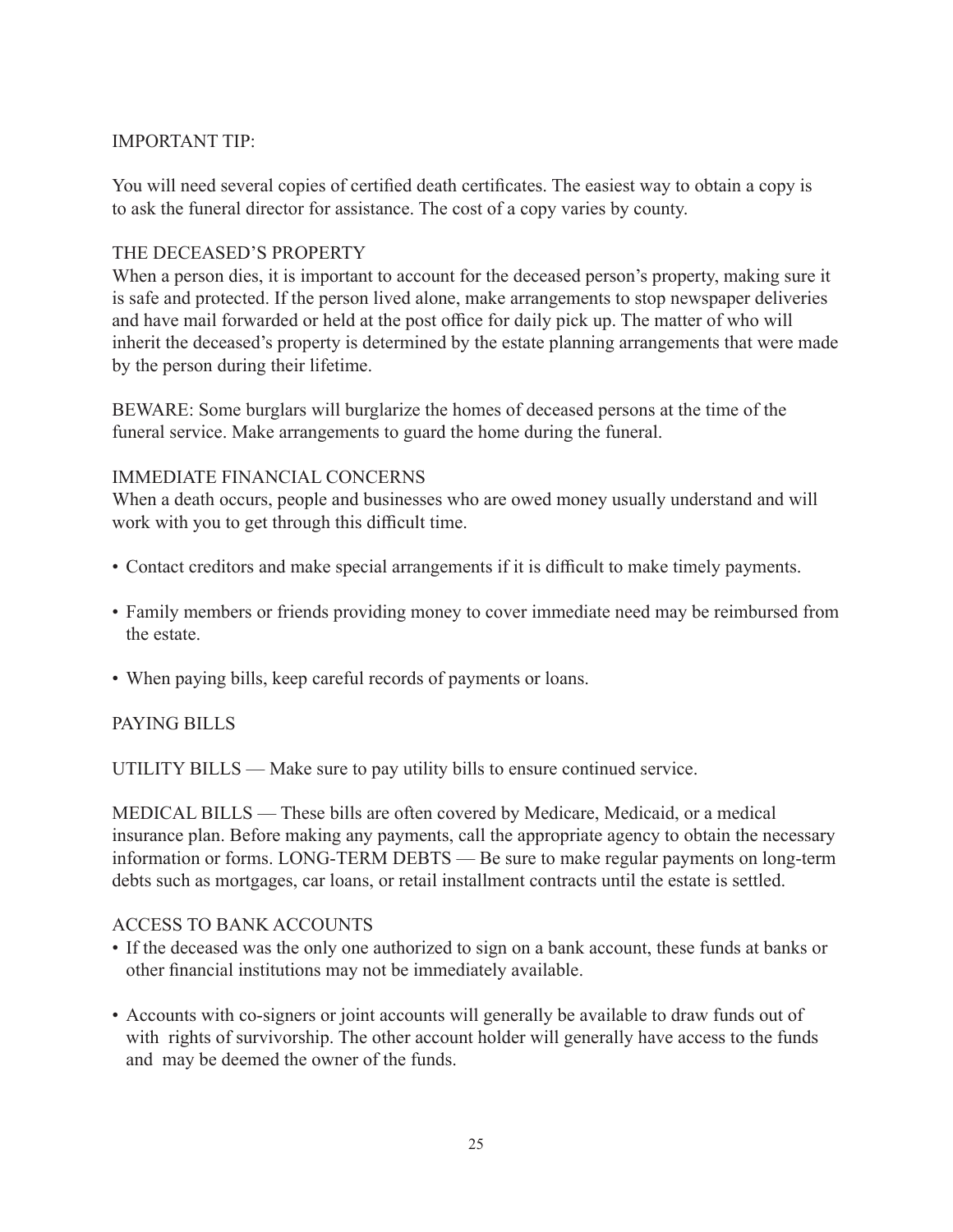## IMPORTANT TIP:

You will need several copies of certified death certificates. The easiest way to obtain a copy is to ask the funeral director for assistance. The cost of a copy varies by county.

## THE DECEASED'S PROPERTY

When a person dies, it is important to account for the deceased person's property, making sure it is safe and protected. If the person lived alone, make arrangements to stop newspaper deliveries and have mail forwarded or held at the post office for daily pick up. The matter of who will inherit the deceased's property is determined by the estate planning arrangements that were made by the person during their lifetime.

BEWARE: Some burglars will burglarize the homes of deceased persons at the time of the funeral service. Make arrangements to guard the home during the funeral.

## IMMEDIATE FINANCIAL CONCERNS

When a death occurs, people and businesses who are owed money usually understand and will work with you to get through this difficult time.

- Contact creditors and make special arrangements if it is difficult to make timely payments.
- Family members or friends providing money to cover immediate need may be reimbursed from the estate.
- When paying bills, keep careful records of payments or loans.

## PAYING BILLS

UTILITY BILLS — Make sure to pay utility bills to ensure continued service.

MEDICAL BILLS — These bills are often covered by Medicare, Medicaid, or a medical insurance plan. Before making any payments, call the appropriate agency to obtain the necessary information or forms. LONG-TERM DEBTS — Be sure to make regular payments on long-term debts such as mortgages, car loans, or retail installment contracts until the estate is settled.

## ACCESS TO BANK ACCOUNTS

- If the deceased was the only one authorized to sign on a bank account, these funds at banks or other financial institutions may not be immediately available.
- Accounts with co-signers or joint accounts will generally be available to draw funds out of with rights of survivorship. The other account holder will generally have access to the funds and may be deemed the owner of the funds.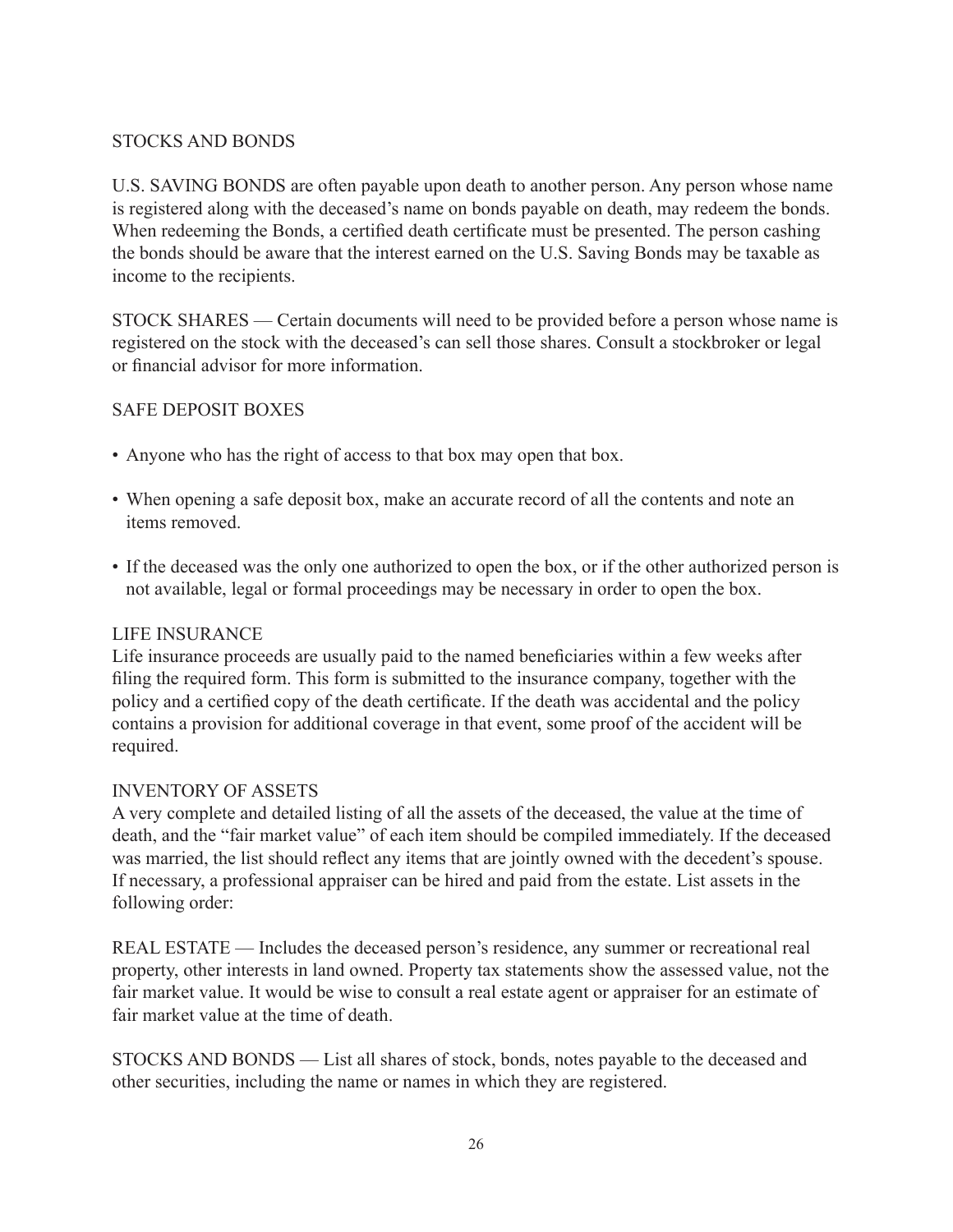## STOCKS AND BONDS

U.S. SAVING BONDS are often payable upon death to another person. Any person whose name is registered along with the deceased's name on bonds payable on death, may redeem the bonds. When redeeming the Bonds, a certified death certificate must be presented. The person cashing the bonds should be aware that the interest earned on the U.S. Saving Bonds may be taxable as income to the recipients.

STOCK SHARES — Certain documents will need to be provided before a person whose name is registered on the stock with the deceased's can sell those shares. Consult a stockbroker or legal or financial advisor for more information.

## SAFE DEPOSIT BOXES

- Anyone who has the right of access to that box may open that box.
- When opening a safe deposit box, make an accurate record of all the contents and note an items removed.
- If the deceased was the only one authorized to open the box, or if the other authorized person is not available, legal or formal proceedings may be necessary in order to open the box.

## LIFE INSURANCE

Life insurance proceeds are usually paid to the named beneficiaries within a few weeks after filing the required form. This form is submitted to the insurance company, together with the policy and a certified copy of the death certificate. If the death was accidental and the policy contains a provision for additional coverage in that event, some proof of the accident will be required.

## INVENTORY OF ASSETS

A very complete and detailed listing of all the assets of the deceased, the value at the time of death, and the "fair market value" of each item should be compiled immediately. If the deceased was married, the list should reflect any items that are jointly owned with the decedent's spouse. If necessary, a professional appraiser can be hired and paid from the estate. List assets in the following order:

REAL ESTATE — Includes the deceased person's residence, any summer or recreational real property, other interests in land owned. Property tax statements show the assessed value, not the fair market value. It would be wise to consult a real estate agent or appraiser for an estimate of fair market value at the time of death.

STOCKS AND BONDS — List all shares of stock, bonds, notes payable to the deceased and other securities, including the name or names in which they are registered.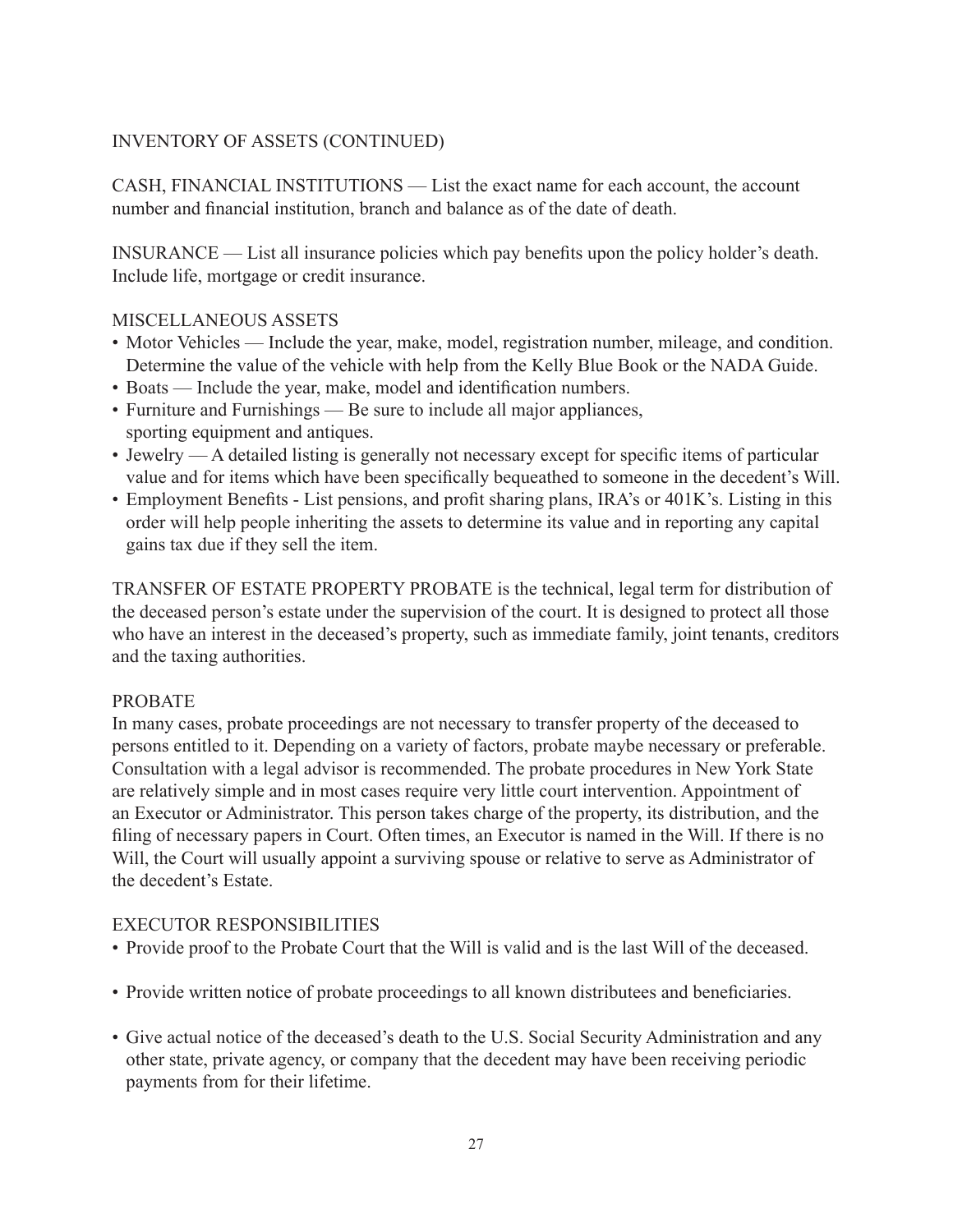## INVENTORY OF ASSETS (CONTINUED)

CASH, FINANCIAL INSTITUTIONS — List the exact name for each account, the account number and financial institution, branch and balance as of the date of death.

INSURANCE — List all insurance policies which pay benefits upon the policy holder's death. Include life, mortgage or credit insurance.

### MISCELLANEOUS ASSETS

- Motor Vehicles — Include the year, make, model, registration number, mileage, and condition. Determine the value of the vehicle with help from the Kelly Blue Book or the NADA Guide.
- Boats — Include the year, make, model and identification numbers.
- Furniture and Furnishings — Be sure to include all major appliances, sporting equipment and antiques.
- Jewelry — A detailed listing is generally not necessary except for specific items of particular value and for items which have been specifically bequeathed to someone in the decedent's Will.
- Employment Benefits - List pensions, and profit sharing plans, IRA's or 401K's. Listing in this order will help people inheriting the assets to determine its value and in reporting any capital gains tax due if they sell the item.

TRANSFER OF ESTATE PROPERTY PROBATE is the technical, legal term for distribution of the deceased person's estate under the supervision of the court. It is designed to protect all those who have an interest in the deceased's property, such as immediate family, joint tenants, creditors and the taxing authorities.

### PROBATE

In many cases, probate proceedings are not necessary to transfer property of the deceased to persons entitled to it. Depending on a variety of factors, probate maybe necessary or preferable. Consultation with a legal advisor is recommended. The probate procedures in New York State are relatively simple and in most cases require very little court intervention. Appointment of an Executor or Administrator. This person takes charge of the property, its distribution, and the filing of necessary papers in Court. Often times, an Executor is named in the Will. If there is no Will, the Court will usually appoint a surviving spouse or relative to serve as Administrator of the decedent's Estate.

### EXECUTOR RESPONSIBILITIES

- Provide proof to the Probate Court that the Will is valid and is the last Will of the deceased.
- Provide written notice of probate proceedings to all known distributees and beneficiaries.
- Give actual notice of the deceased's death to the U.S. Social Security Administration and any other state, private agency, or company that the decedent may have been receiving periodic payments from for their lifetime.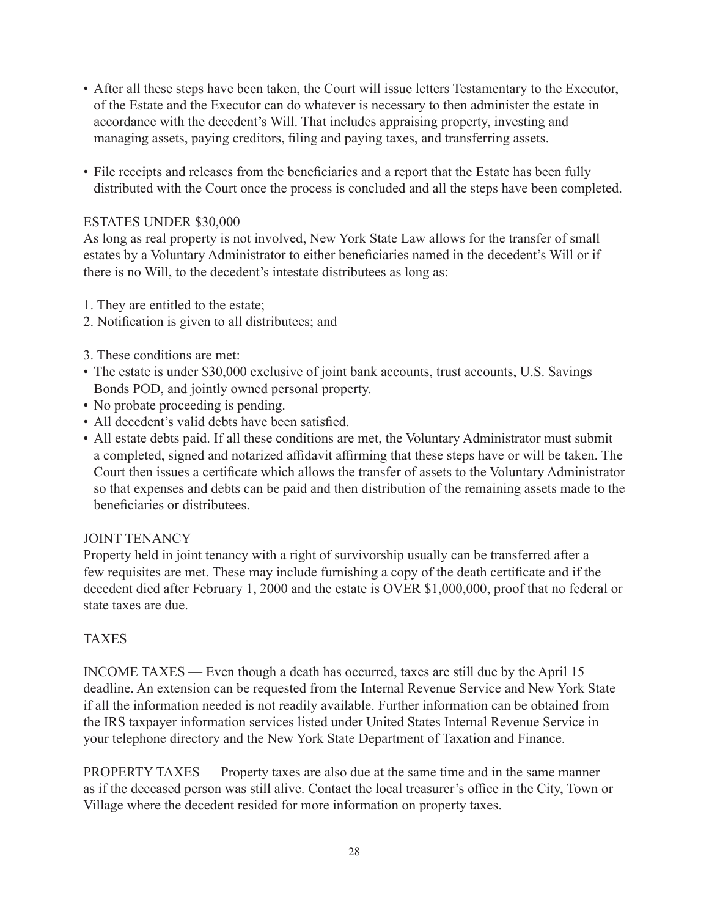- After all these steps have been taken, the Court will issue letters Testamentary to the Executor, of the Estate and the Executor can do whatever is necessary to then administer the estate in accordance with the decedent's Will. That includes appraising property, investing and managing assets, paying creditors, filing and paying taxes, and transferring assets.

- File receipts and releases from the beneficiaries and a report that the Estate has been fully distributed with the Court once the process is concluded and all the steps have been completed.

## ESTATES UNDER $30,000

As long as real property is not involved, New York State Law allows for the transfer of small estates by a Voluntary Administrator to either beneficiaries named in the decedent's Will or if there is no Will, to the decedent's intestate distributees as long as:

1. They are entitled to the estate;
2. Notification is given to all distributees; and
3. These conditions are met:

- The estate is under $30,000 exclusive of joint bank accounts, trust accounts, U.S. Savings Bonds POD, and jointly owned personal property.
- No probate proceeding is pending.
- All decedent's valid debts have been satisfied.
- All estate debts paid. If all these conditions are met, the Voluntary Administrator must submit a completed, signed and notarized affidavit affirming that these steps have or will be taken. The Court then issues a certificate which allows the transfer of assets to the Voluntary Administrator so that expenses and debts can be paid and then distribution of the remaining assets made to the beneficiaries or distributees.

## JOINT TENANCY

Property held in joint tenancy with a right of survivorship usually can be transferred after a few requisites are met. These may include furnishing a copy of the death certificate and if the decedent died after February 1, 2000 and the estate is OVER $1,000,000, proof that no federal or state taxes are due.

## TAXES

INCOME TAXES — Even though a death has occurred, taxes are still due by the April 15 deadline. An extension can be requested from the Internal Revenue Service and New York State if all the information needed is not readily available. Further information can be obtained from the IRS taxpayer information services listed under United States Internal Revenue Service in your telephone directory and the New York State Department of Taxation and Finance.

PROPERTY TAXES — Property taxes are also due at the same time and in the same manner as if the deceased person was still alive. Contact the local treasurer's office in the City, Town or Village where the decedent resided for more information on property taxes.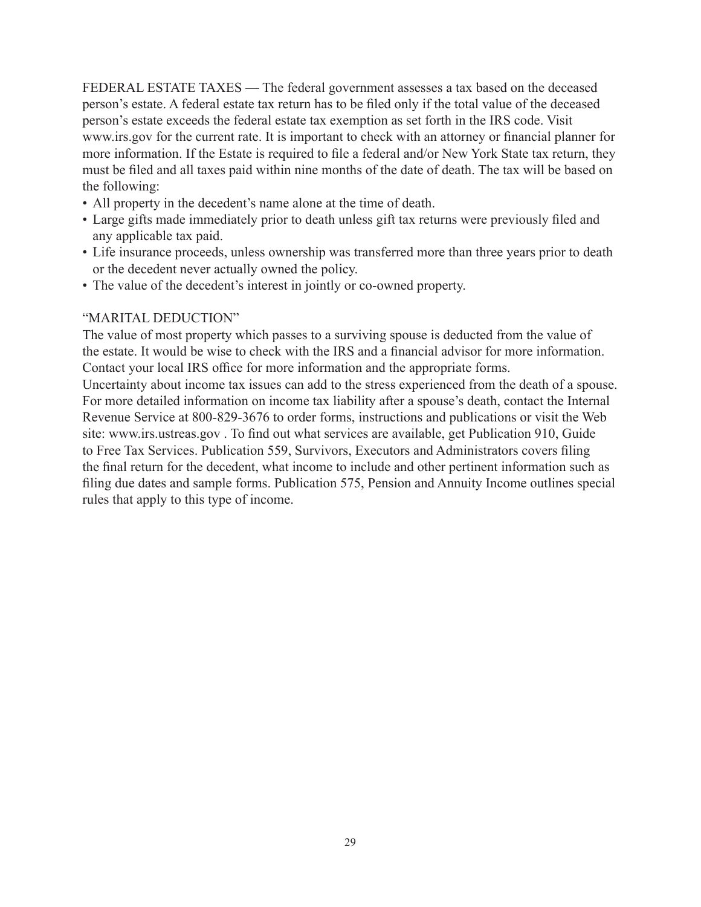FEDERAL ESTATE TAXES — The federal government assesses a tax based on the deceased person's estate. A federal estate tax return has to be filed only if the total value of the deceased person's estate exceeds the federal estate tax exemption as set forth in the IRS code. Visit www.irs.gov for the current rate. It is important to check with an attorney or financial planner for more information. If the Estate is required to file a federal and/or New York State tax return, they must be filed and all taxes paid within nine months of the date of death. The tax will be based on the following:

- All property in the decedent's name alone at the time of death.
- Large gifts made immediately prior to death unless gift tax returns were previously filed and any applicable tax paid.
- Life insurance proceeds, unless ownership was transferred more than three years prior to death or the decedent never actually owned the policy.
- The value of the decedent's interest in jointly or co-owned property.

"MARITAL DEDUCTION"

The value of most property which passes to a surviving spouse is deducted from the value of the estate. It would be wise to check with the IRS and a financial advisor for more information. Contact your local IRS office for more information and the appropriate forms.

Uncertainty about income tax issues can add to the stress experienced from the death of a spouse. For more detailed information on income tax liability after a spouse's death, contact the Internal Revenue Service at 800-829-3676 to order forms, instructions and publications or visit the Web site: www.irs.ustreas.gov . To find out what services are available, get Publication 910, Guide to Free Tax Services. Publication 559, Survivors, Executors and Administrators covers filing the final return for the decedent, what income to include and other pertinent information such as filing due dates and sample forms. Publication 575, Pension and Annuity Income outlines special rules that apply to this type of income.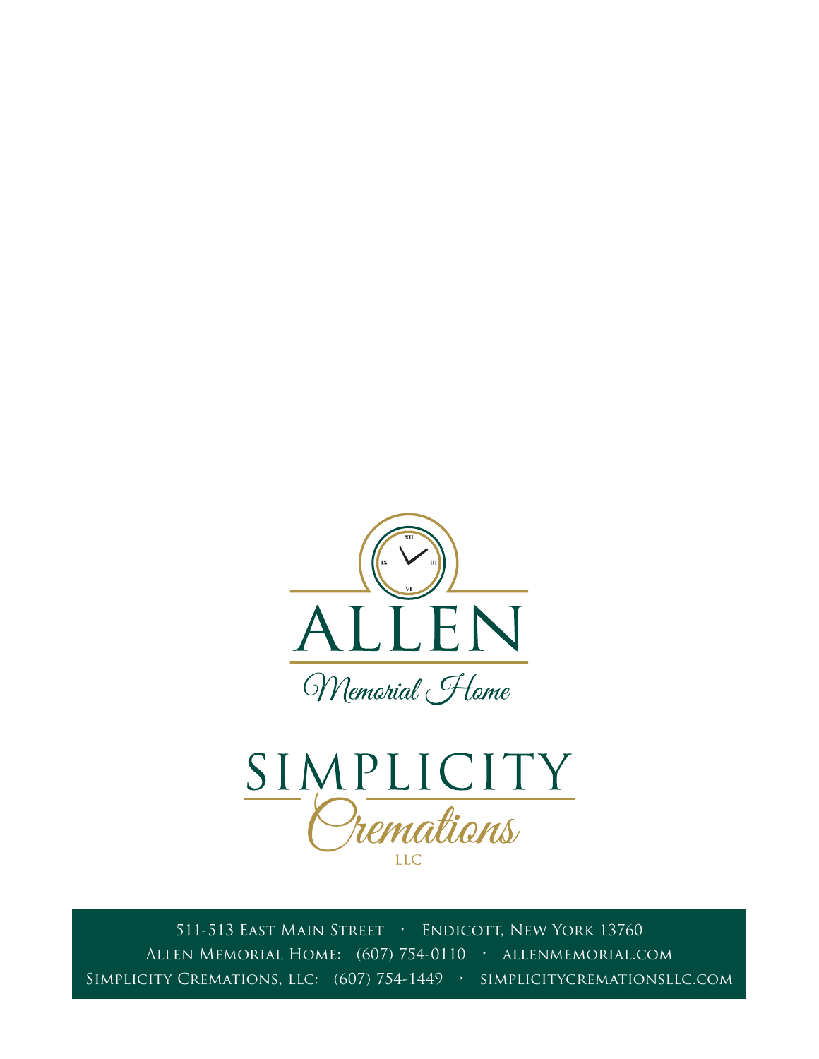ALLEN

Memorial Home

SIMPLICITY

Cremations

LLC

511-513 East Main Street · Endicott, New York 13760

Allen Memorial Home: (607) 754-0110 · allenmemorial.com

Simplicity Cremations, LLC: (607) 754-1449 · simplicitycremationsllc.com